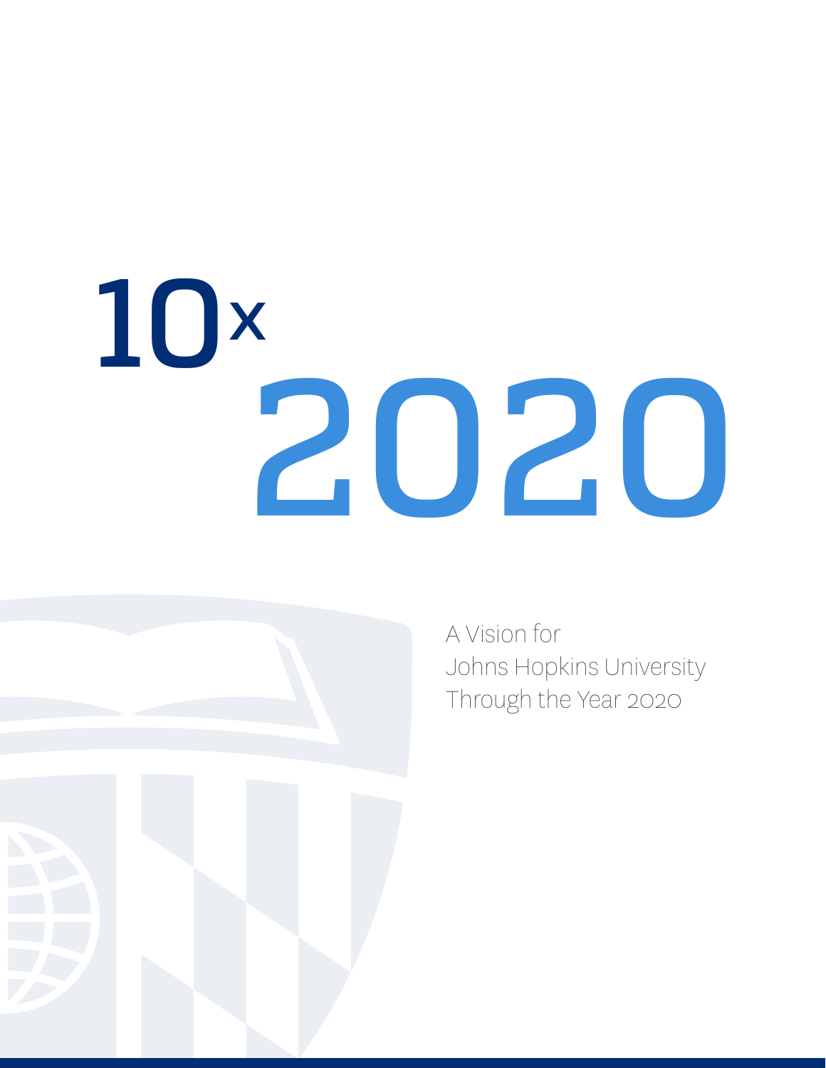# 10x 2020

A Vision for
Johns Hopkins University
Through the Year 2020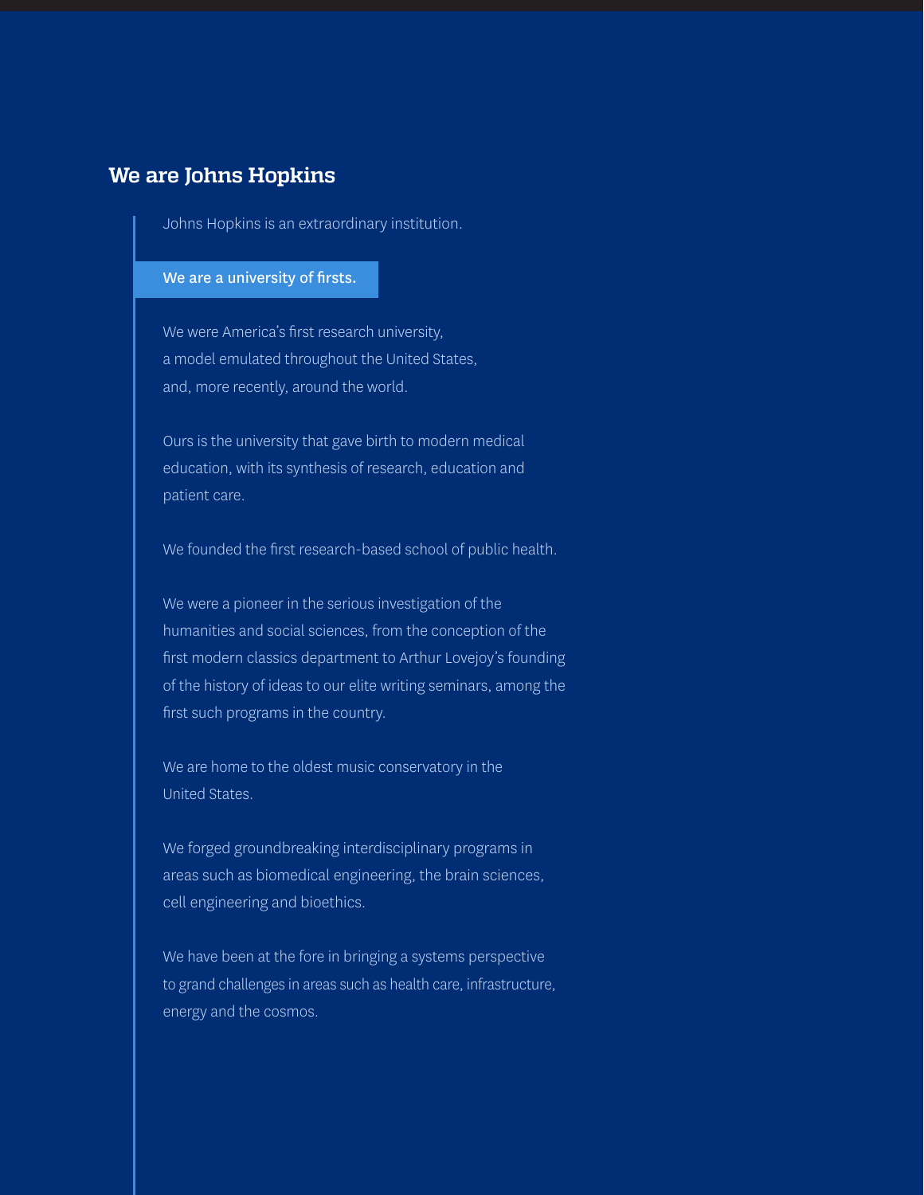## We are Johns Hopkins

Johns Hopkins is an extraordinary institution.

**We are a university of firsts.**

We were America's first research university, a model emulated throughout the United States, and, more recently, around the world.

Ours is the university that gave birth to modern medical education, with its synthesis of research, education and patient care.

We founded the first research-based school of public health.

We were a pioneer in the serious investigation of the humanities and social sciences, from the conception of the first modern classics department to Arthur Lovejoy's founding of the history of ideas to our elite writing seminars, among the first such programs in the country.

We are home to the oldest music conservatory in the United States.

We forged groundbreaking interdisciplinary programs in areas such as biomedical engineering, the brain sciences, cell engineering and bioethics.

We have been at the fore in bringing a systems perspective to grand challenges in areas such as health care, infrastructure, energy and the cosmos.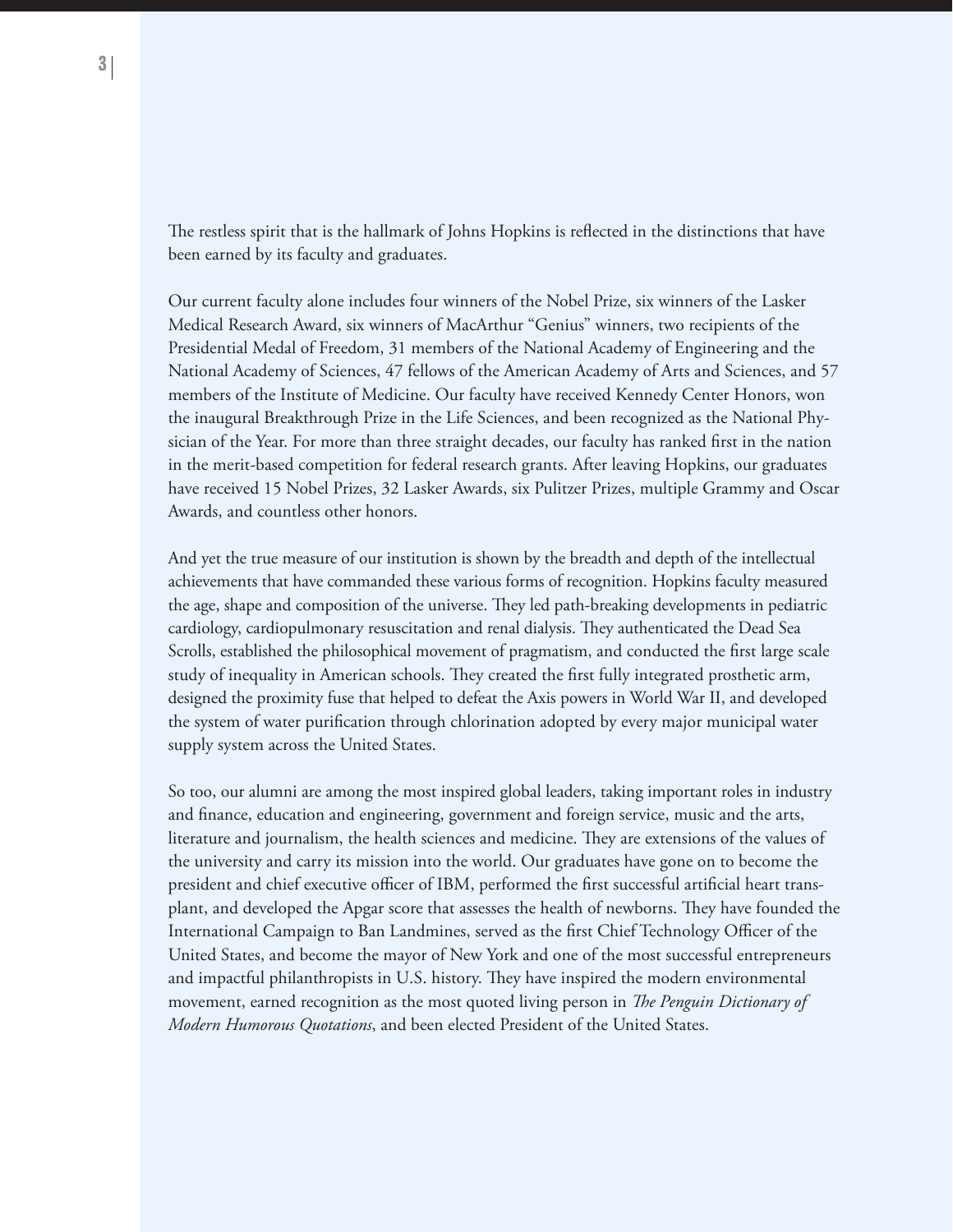The restless spirit that is the hallmark of Johns Hopkins is reflected in the distinctions that have been earned by its faculty and graduates.

Our current faculty alone includes four winners of the Nobel Prize, six winners of the Lasker Medical Research Award, six winners of MacArthur "Genius" winners, two recipients of the Presidential Medal of Freedom, 31 members of the National Academy of Engineering and the National Academy of Sciences, 47 fellows of the American Academy of Arts and Sciences, and 57 members of the Institute of Medicine. Our faculty have received Kennedy Center Honors, won the inaugural Breakthrough Prize in the Life Sciences, and been recognized as the National Physician of the Year. For more than three straight decades, our faculty has ranked first in the nation in the merit-based competition for federal research grants. After leaving Hopkins, our graduates have received 15 Nobel Prizes, 32 Lasker Awards, six Pulitzer Prizes, multiple Grammy and Oscar Awards, and countless other honors.

And yet the true measure of our institution is shown by the breadth and depth of the intellectual achievements that have commanded these various forms of recognition. Hopkins faculty measured the age, shape and composition of the universe. They led path-breaking developments in pediatric cardiology, cardiopulmonary resuscitation and renal dialysis. They authenticated the Dead Sea Scrolls, established the philosophical movement of pragmatism, and conducted the first large scale study of inequality in American schools. They created the first fully integrated prosthetic arm, designed the proximity fuse that helped to defeat the Axis powers in World War II, and developed the system of water purification through chlorination adopted by every major municipal water supply system across the United States.

So too, our alumni are among the most inspired global leaders, taking important roles in industry and finance, education and engineering, government and foreign service, music and the arts, literature and journalism, the health sciences and medicine. They are extensions of the values of the university and carry its mission into the world. Our graduates have gone on to become the president and chief executive officer of IBM, performed the first successful artificial heart transplant, and developed the Apgar score that assesses the health of newborns. They have founded the International Campaign to Ban Landmines, served as the first Chief Technology Officer of the United States, and become the mayor of New York and one of the most successful entrepreneurs and impactful philanthropists in U.S. history. They have inspired the modern environmental movement, earned recognition as the most quoted living person in *The Penguin Dictionary of Modern Humorous Quotations*, and been elected President of the United States.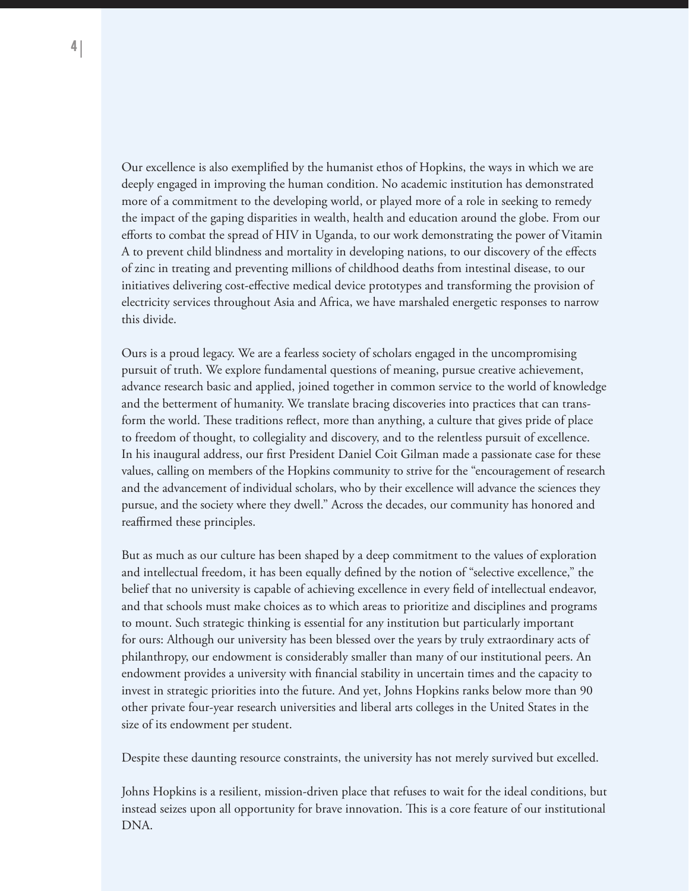Our excellence is also exemplified by the humanist ethos of Hopkins, the ways in which we are deeply engaged in improving the human condition. No academic institution has demonstrated more of a commitment to the developing world, or played more of a role in seeking to remedy the impact of the gaping disparities in wealth, health and education around the globe. From our efforts to combat the spread of HIV in Uganda, to our work demonstrating the power of Vitamin A to prevent child blindness and mortality in developing nations, to our discovery of the effects of zinc in treating and preventing millions of childhood deaths from intestinal disease, to our initiatives delivering cost-effective medical device prototypes and transforming the provision of electricity services throughout Asia and Africa, we have marshaled energetic responses to narrow this divide.

Ours is a proud legacy. We are a fearless society of scholars engaged in the uncompromising pursuit of truth. We explore fundamental questions of meaning, pursue creative achievement, advance research basic and applied, joined together in common service to the world of knowledge and the betterment of humanity. We translate bracing discoveries into practices that can transform the world. These traditions reflect, more than anything, a culture that gives pride of place to freedom of thought, to collegiality and discovery, and to the relentless pursuit of excellence. In his inaugural address, our first President Daniel Coit Gilman made a passionate case for these values, calling on members of the Hopkins community to strive for the "encouragement of research and the advancement of individual scholars, who by their excellence will advance the sciences they pursue, and the society where they dwell." Across the decades, our community has honored and reaffirmed these principles.

But as much as our culture has been shaped by a deep commitment to the values of exploration and intellectual freedom, it has been equally defined by the notion of "selective excellence," the belief that no university is capable of achieving excellence in every field of intellectual endeavor, and that schools must make choices as to which areas to prioritize and disciplines and programs to mount. Such strategic thinking is essential for any institution but particularly important for ours: Although our university has been blessed over the years by truly extraordinary acts of philanthropy, our endowment is considerably smaller than many of our institutional peers. An endowment provides a university with financial stability in uncertain times and the capacity to invest in strategic priorities into the future. And yet, Johns Hopkins ranks below more than 90 other private four-year research universities and liberal arts colleges in the United States in the size of its endowment per student.

Despite these daunting resource constraints, the university has not merely survived but excelled.

Johns Hopkins is a resilient, mission-driven place that refuses to wait for the ideal conditions, but instead seizes upon all opportunity for brave innovation. This is a core feature of our institutional DNA.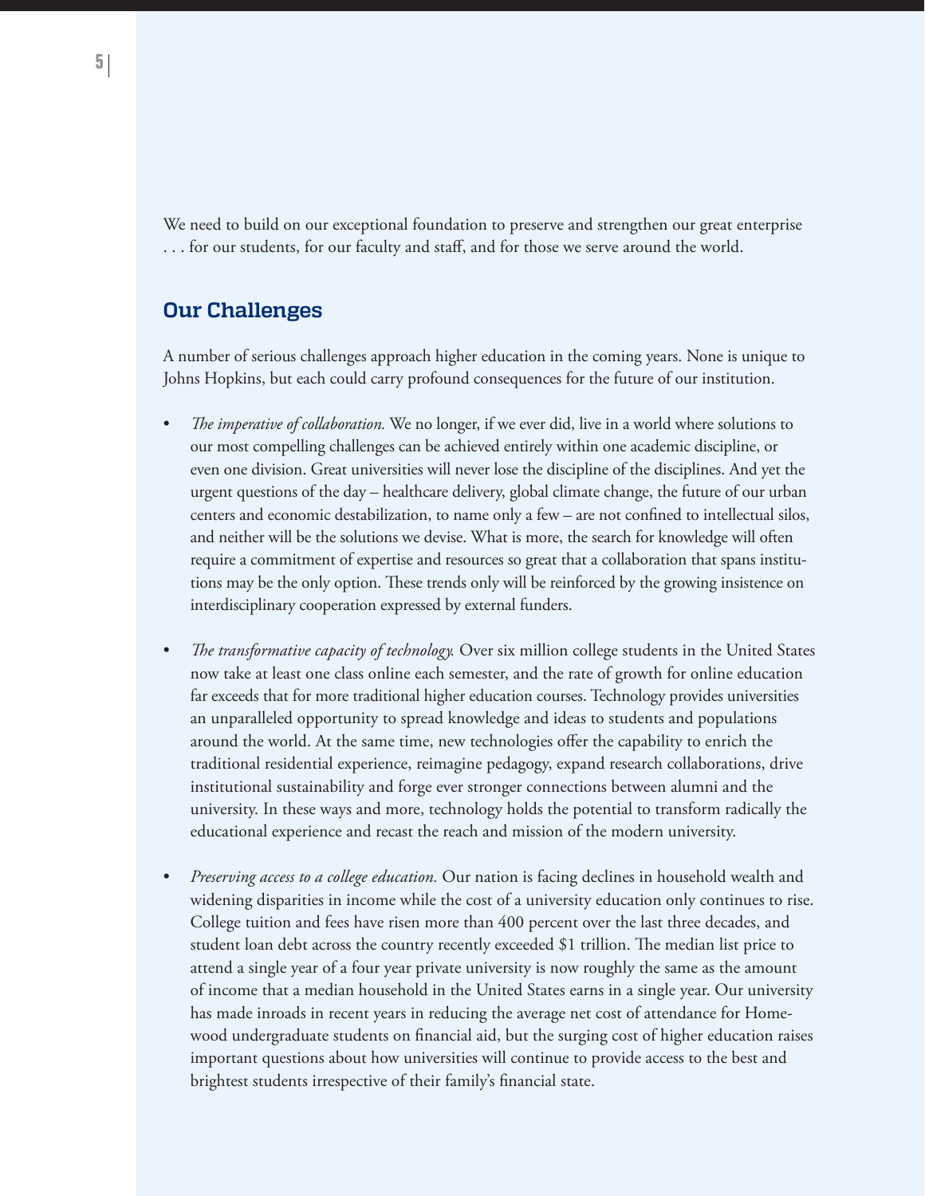We need to build on our exceptional foundation to preserve and strengthen our great enterprise . . . for our students, for our faculty and staff, and for those we serve around the world.

## Our Challenges

A number of serious challenges approach higher education in the coming years. None is unique to Johns Hopkins, but each could carry profound consequences for the future of our institution.

- *The imperative of collaboration.* We no longer, if we ever did, live in a world where solutions to our most compelling challenges can be achieved entirely within one academic discipline, or even one division. Great universities will never lose the discipline of the disciplines. And yet the urgent questions of the day – healthcare delivery, global climate change, the future of our urban centers and economic destabilization, to name only a few – are not confined to intellectual silos, and neither will be the solutions we devise. What is more, the search for knowledge will often require a commitment of expertise and resources so great that a collaboration that spans institutions may be the only option. These trends only will be reinforced by the growing insistence on interdisciplinary cooperation expressed by external funders.

- *The transformative capacity of technology.* Over six million college students in the United States now take at least one class online each semester, and the rate of growth for online education far exceeds that for more traditional higher education courses. Technology provides universities an unparalleled opportunity to spread knowledge and ideas to students and populations around the world. At the same time, new technologies offer the capability to enrich the traditional residential experience, reimagine pedagogy, expand research collaborations, drive institutional sustainability and forge ever stronger connections between alumni and the university. In these ways and more, technology holds the potential to transform radically the educational experience and recast the reach and mission of the modern university.

- *Preserving access to a college education.* Our nation is facing declines in household wealth and widening disparities in income while the cost of a university education only continues to rise. College tuition and fees have risen more than 400 percent over the last three decades, and student loan debt across the country recently exceeded $1 trillion. The median list price to attend a single year of a four year private university is now roughly the same as the amount of income that a median household in the United States earns in a single year. Our university has made inroads in recent years in reducing the average net cost of attendance for Homewood undergraduate students on financial aid, but the surging cost of higher education raises important questions about how universities will continue to provide access to the best and brightest students irrespective of their family's financial state.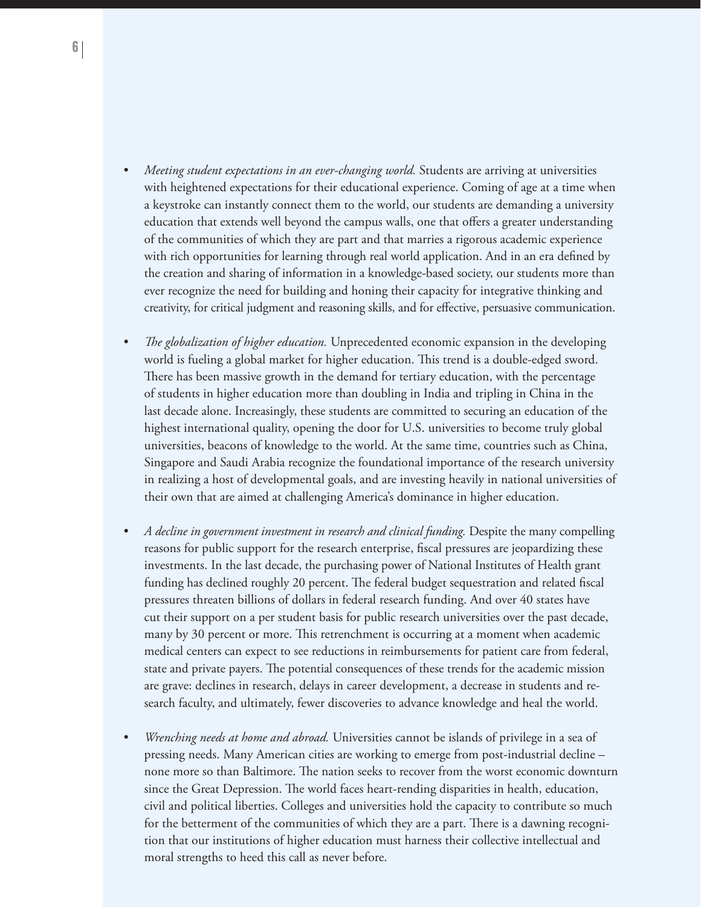- *Meeting student expectations in an ever-changing world.* Students are arriving at universities with heightened expectations for their educational experience. Coming of age at a time when a keystroke can instantly connect them to the world, our students are demanding a university education that extends well beyond the campus walls, one that offers a greater understanding of the communities of which they are part and that marries a rigorous academic experience with rich opportunities for learning through real world application. And in an era defined by the creation and sharing of information in a knowledge-based society, our students more than ever recognize the need for building and honing their capacity for integrative thinking and creativity, for critical judgment and reasoning skills, and for effective, persuasive communication.

- *The globalization of higher education.* Unprecedented economic expansion in the developing world is fueling a global market for higher education. This trend is a double-edged sword. There has been massive growth in the demand for tertiary education, with the percentage of students in higher education more than doubling in India and tripling in China in the last decade alone. Increasingly, these students are committed to securing an education of the highest international quality, opening the door for U.S. universities to become truly global universities, beacons of knowledge to the world. At the same time, countries such as China, Singapore and Saudi Arabia recognize the foundational importance of the research university in realizing a host of developmental goals, and are investing heavily in national universities of their own that are aimed at challenging America's dominance in higher education.

- *A decline in government investment in research and clinical funding.* Despite the many compelling reasons for public support for the research enterprise, fiscal pressures are jeopardizing these investments. In the last decade, the purchasing power of National Institutes of Health grant funding has declined roughly 20 percent. The federal budget sequestration and related fiscal pressures threaten billions of dollars in federal research funding. And over 40 states have cut their support on a per student basis for public research universities over the past decade, many by 30 percent or more. This retrenchment is occurring at a moment when academic medical centers can expect to see reductions in reimbursements for patient care from federal, state and private payers. The potential consequences of these trends for the academic mission are grave: declines in research, delays in career development, a decrease in students and research faculty, and ultimately, fewer discoveries to advance knowledge and heal the world.

- *Wrenching needs at home and abroad.* Universities cannot be islands of privilege in a sea of pressing needs. Many American cities are working to emerge from post-industrial decline – none more so than Baltimore. The nation seeks to recover from the worst economic downturn since the Great Depression. The world faces heart-rending disparities in health, education, civil and political liberties. Colleges and universities hold the capacity to contribute so much for the betterment of the communities of which they are a part. There is a dawning recognition that our institutions of higher education must harness their collective intellectual and moral strengths to heed this call as never before.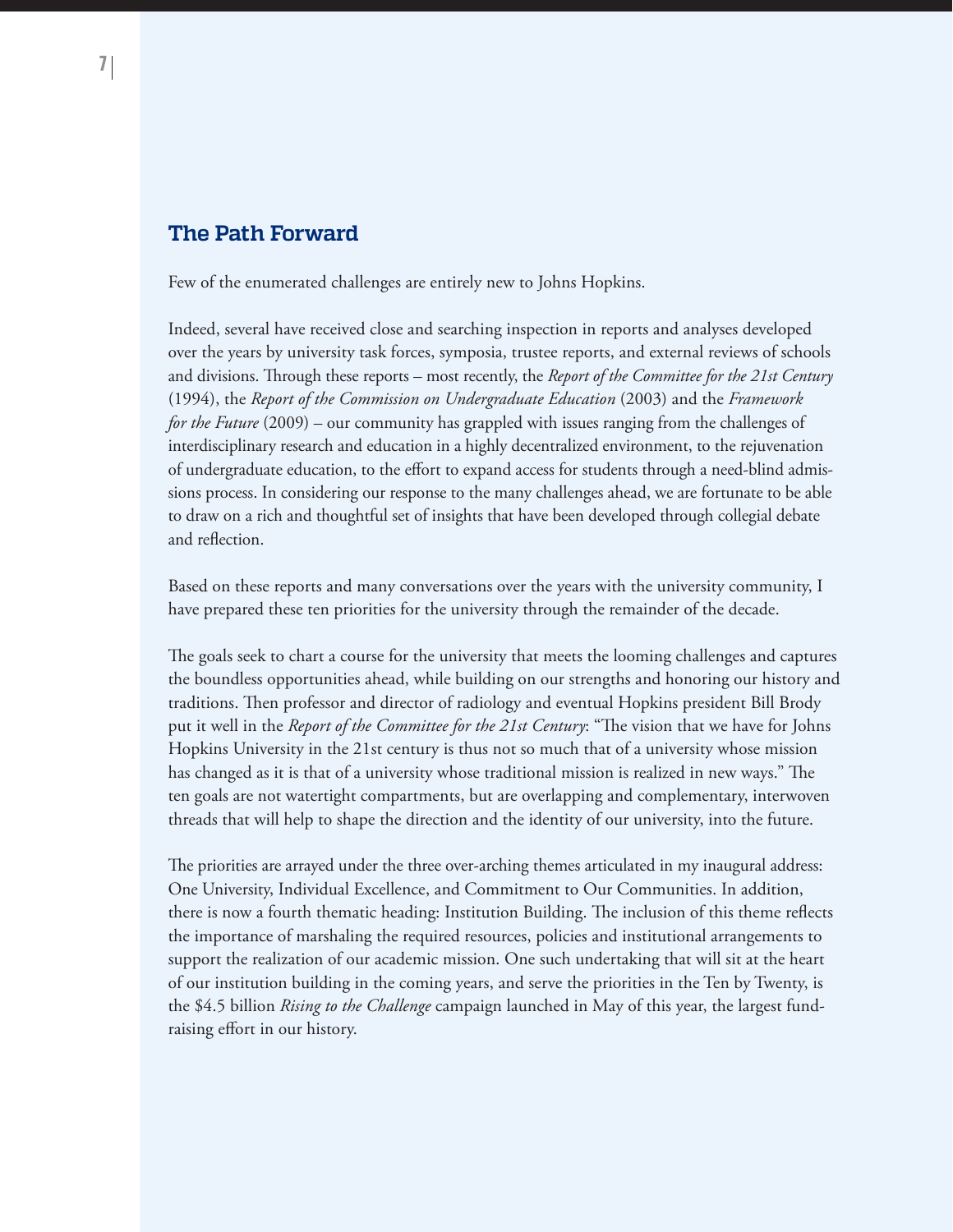## The Path Forward

Few of the enumerated challenges are entirely new to Johns Hopkins.

Indeed, several have received close and searching inspection in reports and analyses developed over the years by university task forces, symposia, trustee reports, and external reviews of schools and divisions. Through these reports – most recently, the *Report of the Committee for the 21st Century* (1994), the *Report of the Commission on Undergraduate Education* (2003) and the *Framework for the Future* (2009) – our community has grappled with issues ranging from the challenges of interdisciplinary research and education in a highly decentralized environment, to the rejuvenation of undergraduate education, to the effort to expand access for students through a need-blind admissions process. In considering our response to the many challenges ahead, we are fortunate to be able to draw on a rich and thoughtful set of insights that have been developed through collegial debate and reflection.

Based on these reports and many conversations over the years with the university community, I have prepared these ten priorities for the university through the remainder of the decade.

The goals seek to chart a course for the university that meets the looming challenges and captures the boundless opportunities ahead, while building on our strengths and honoring our history and traditions. Then professor and director of radiology and eventual Hopkins president Bill Brody put it well in the *Report of the Committee for the 21st Century*: "The vision that we have for Johns Hopkins University in the 21st century is thus not so much that of a university whose mission has changed as it is that of a university whose traditional mission is realized in new ways." The ten goals are not watertight compartments, but are overlapping and complementary, interwoven threads that will help to shape the direction and the identity of our university, into the future.

The priorities are arrayed under the three over-arching themes articulated in my inaugural address: One University, Individual Excellence, and Commitment to Our Communities. In addition, there is now a fourth thematic heading: Institution Building. The inclusion of this theme reflects the importance of marshaling the required resources, policies and institutional arrangements to support the realization of our academic mission. One such undertaking that will sit at the heart of our institution building in the coming years, and serve the priorities in the Ten by Twenty, is the $4.5 billion *Rising to the Challenge* campaign launched in May of this year, the largest fund-raising effort in our history.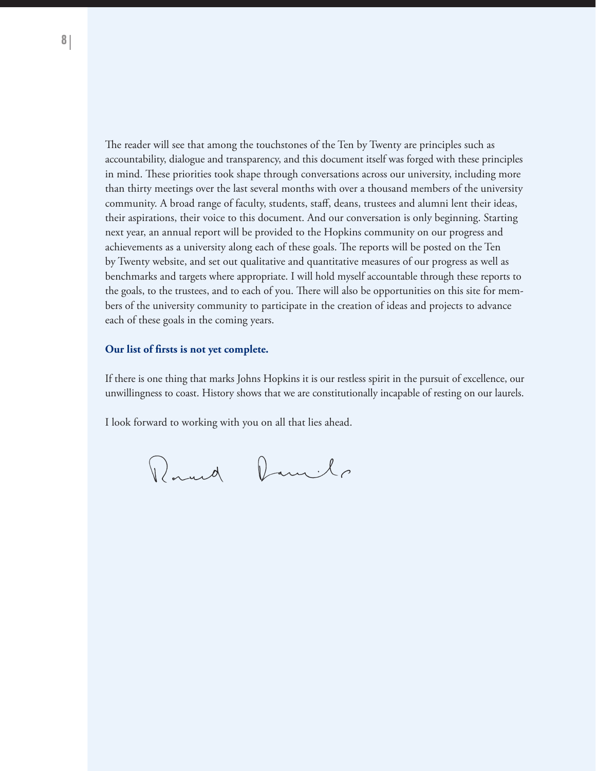The reader will see that among the touchstones of the Ten by Twenty are principles such as accountability, dialogue and transparency, and this document itself was forged with these principles in mind. These priorities took shape through conversations across our university, including more than thirty meetings over the last several months with over a thousand members of the university community. A broad range of faculty, students, staff, deans, trustees and alumni lent their ideas, their aspirations, their voice to this document. And our conversation is only beginning. Starting next year, an annual report will be provided to the Hopkins community on our progress and achievements as a university along each of these goals. The reports will be posted on the Ten by Twenty website, and set out qualitative and quantitative measures of our progress as well as benchmarks and targets where appropriate. I will hold myself accountable through these reports to the goals, to the trustees, and to each of you. There will also be opportunities on this site for members of the university community to participate in the creation of ideas and projects to advance each of these goals in the coming years.

**Our list of firsts is not yet complete.**

If there is one thing that marks Johns Hopkins it is our restless spirit in the pursuit of excellence, our unwillingness to coast. History shows that we are constitutionally incapable of resting on our laurels.

I look forward to working with you on all that lies ahead.

Ronald Daniels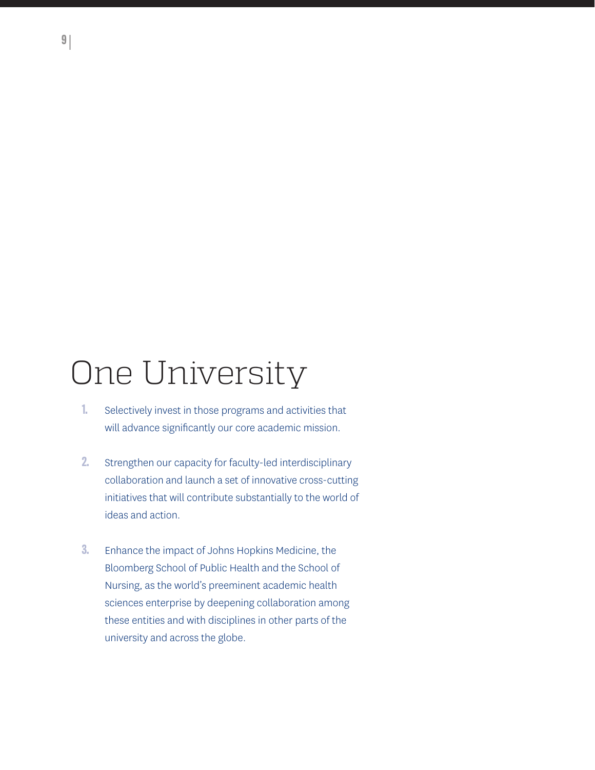# One University

1. Selectively invest in those programs and activities that will advance significantly our core academic mission.

2. Strengthen our capacity for faculty-led interdisciplinary collaboration and launch a set of innovative cross-cutting initiatives that will contribute substantially to the world of ideas and action.

3. Enhance the impact of Johns Hopkins Medicine, the Bloomberg School of Public Health and the School of Nursing, as the world's preeminent academic health sciences enterprise by deepening collaboration among these entities and with disciplines in other parts of the university and across the globe.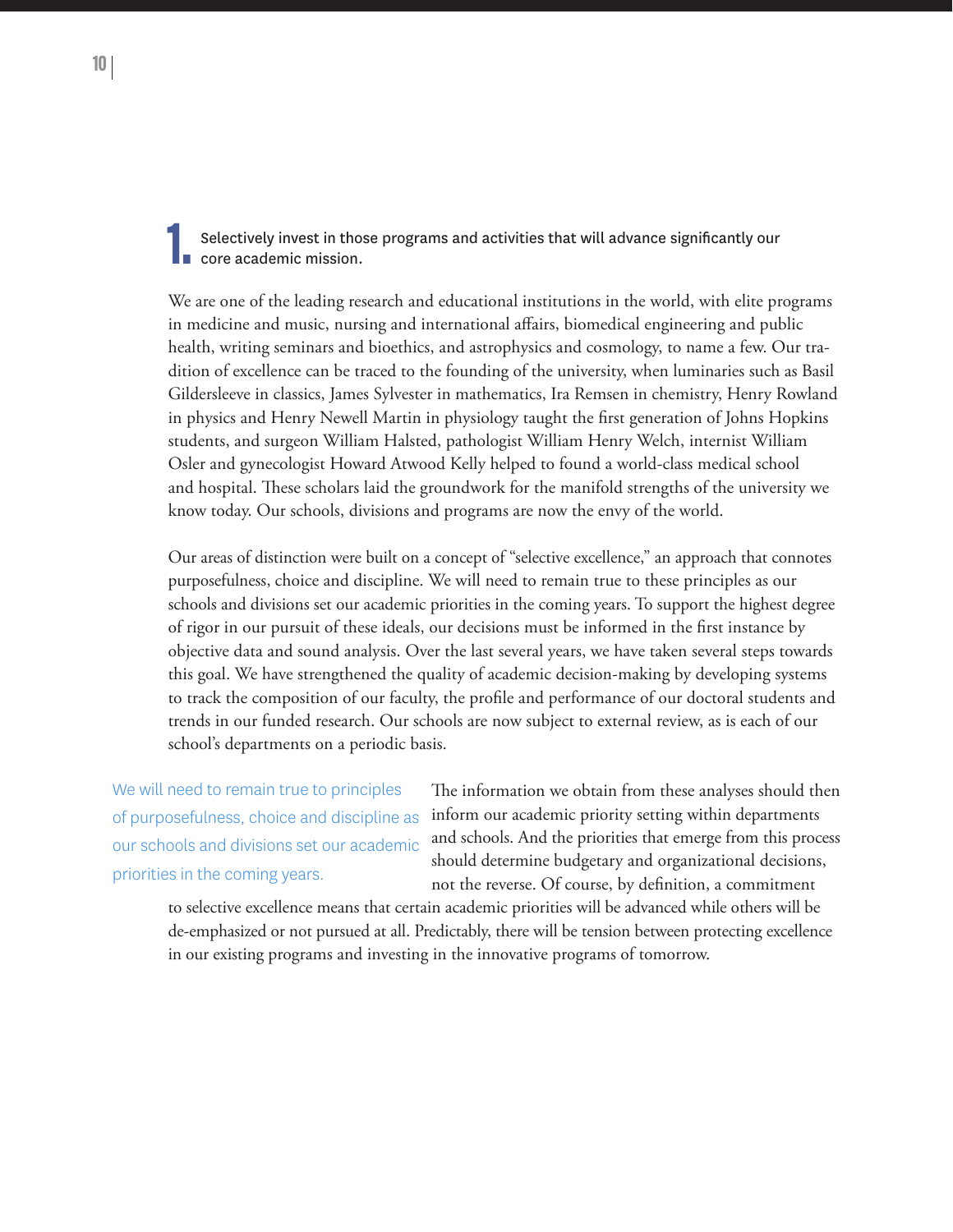## 1. Selectively invest in those programs and activities that will advance significantly our core academic mission.

We are one of the leading research and educational institutions in the world, with elite programs in medicine and music, nursing and international affairs, biomedical engineering and public health, writing seminars and bioethics, and astrophysics and cosmology, to name a few. Our tradition of excellence can be traced to the founding of the university, when luminaries such as Basil Gildersleeve in classics, James Sylvester in mathematics, Ira Remsen in chemistry, Henry Rowland in physics and Henry Newell Martin in physiology taught the first generation of Johns Hopkins students, and surgeon William Halsted, pathologist William Henry Welch, internist William Osler and gynecologist Howard Atwood Kelly helped to found a world-class medical school and hospital. These scholars laid the groundwork for the manifold strengths of the university we know today. Our schools, divisions and programs are now the envy of the world.

Our areas of distinction were built on a concept of "selective excellence," an approach that connotes purposefulness, choice and discipline. We will need to remain true to these principles as our schools and divisions set our academic priorities in the coming years. To support the highest degree of rigor in our pursuit of these ideals, our decisions must be informed in the first instance by objective data and sound analysis. Over the last several years, we have taken several steps towards this goal. We have strengthened the quality of academic decision-making by developing systems to track the composition of our faculty, the profile and performance of our doctoral students and trends in our funded research. Our schools are now subject to external review, as is each of our school's departments on a periodic basis.

> We will need to remain true to principles of purposefulness, choice and discipline as our schools and divisions set our academic priorities in the coming years.

The information we obtain from these analyses should then inform our academic priority setting within departments and schools. And the priorities that emerge from this process should determine budgetary and organizational decisions, not the reverse. Of course, by definition, a commitment to selective excellence means that certain academic priorities will be advanced while others will be de-emphasized or not pursued at all. Predictably, there will be tension between protecting excellence in our existing programs and investing in the innovative programs of tomorrow.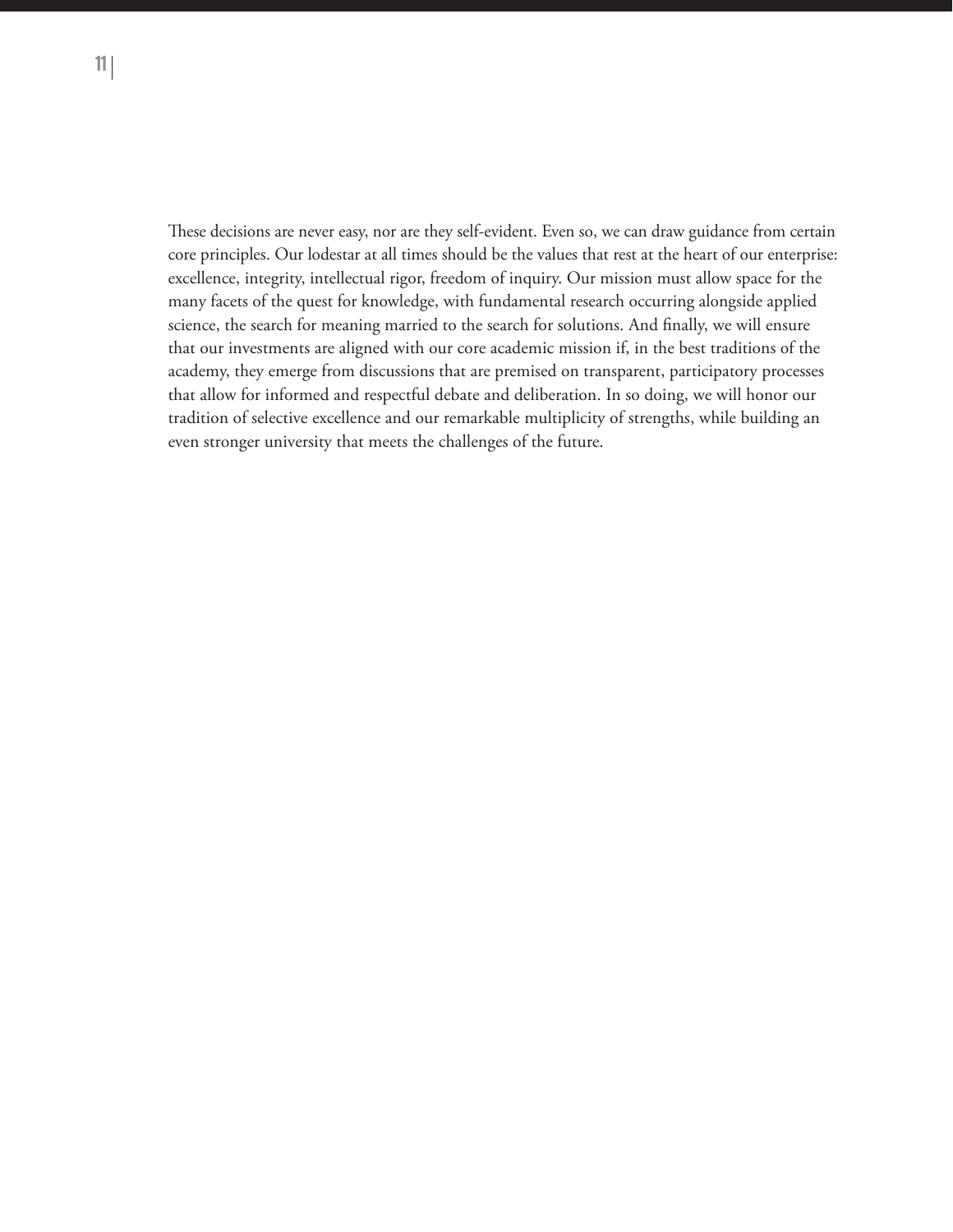These decisions are never easy, nor are they self-evident. Even so, we can draw guidance from certain core principles. Our lodestar at all times should be the values that rest at the heart of our enterprise: excellence, integrity, intellectual rigor, freedom of inquiry. Our mission must allow space for the many facets of the quest for knowledge, with fundamental research occurring alongside applied science, the search for meaning married to the search for solutions. And finally, we will ensure that our investments are aligned with our core academic mission if, in the best traditions of the academy, they emerge from discussions that are premised on transparent, participatory processes that allow for informed and respectful debate and deliberation. In so doing, we will honor our tradition of selective excellence and our remarkable multiplicity of strengths, while building an even stronger university that meets the challenges of the future.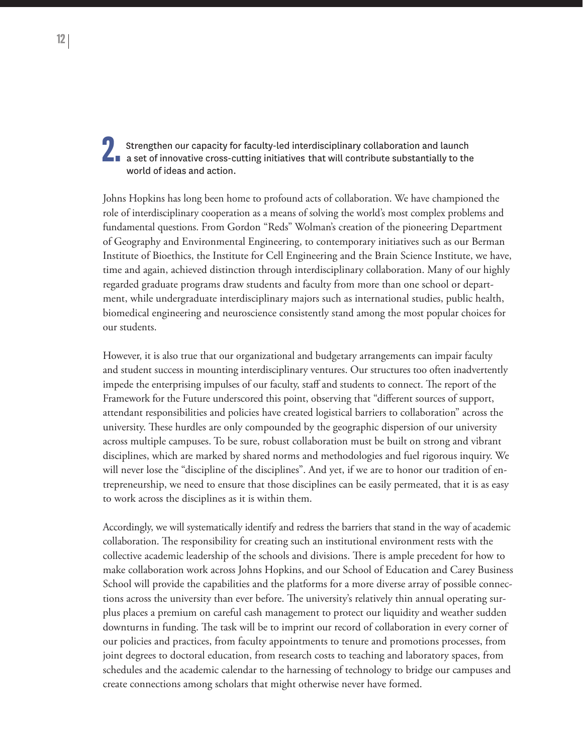## 2. Strengthen our capacity for faculty-led interdisciplinary collaboration and launch a set of innovative cross-cutting initiatives that will contribute substantially to the world of ideas and action.

Johns Hopkins has long been home to profound acts of collaboration. We have championed the role of interdisciplinary cooperation as a means of solving the world's most complex problems and fundamental questions. From Gordon "Reds" Wolman's creation of the pioneering Department of Geography and Environmental Engineering, to contemporary initiatives such as our Berman Institute of Bioethics, the Institute for Cell Engineering and the Brain Science Institute, we have, time and again, achieved distinction through interdisciplinary collaboration. Many of our highly regarded graduate programs draw students and faculty from more than one school or department, while undergraduate interdisciplinary majors such as international studies, public health, biomedical engineering and neuroscience consistently stand among the most popular choices for our students.

However, it is also true that our organizational and budgetary arrangements can impair faculty and student success in mounting interdisciplinary ventures. Our structures too often inadvertently impede the enterprising impulses of our faculty, staff and students to connect. The report of the Framework for the Future underscored this point, observing that "different sources of support, attendant responsibilities and policies have created logistical barriers to collaboration" across the university. These hurdles are only compounded by the geographic dispersion of our university across multiple campuses. To be sure, robust collaboration must be built on strong and vibrant disciplines, which are marked by shared norms and methodologies and fuel rigorous inquiry. We will never lose the "discipline of the disciplines". And yet, if we are to honor our tradition of entrepreneurship, we need to ensure that those disciplines can be easily permeated, that it is as easy to work across the disciplines as it is within them.

Accordingly, we will systematically identify and redress the barriers that stand in the way of academic collaboration. The responsibility for creating such an institutional environment rests with the collective academic leadership of the schools and divisions. There is ample precedent for how to make collaboration work across Johns Hopkins, and our School of Education and Carey Business School will provide the capabilities and the platforms for a more diverse array of possible connections across the university than ever before. The university's relatively thin annual operating surplus places a premium on careful cash management to protect our liquidity and weather sudden downturns in funding. The task will be to imprint our record of collaboration in every corner of our policies and practices, from faculty appointments to tenure and promotions processes, from joint degrees to doctoral education, from research costs to teaching and laboratory spaces, from schedules and the academic calendar to the harnessing of technology to bridge our campuses and create connections among scholars that might otherwise never have formed.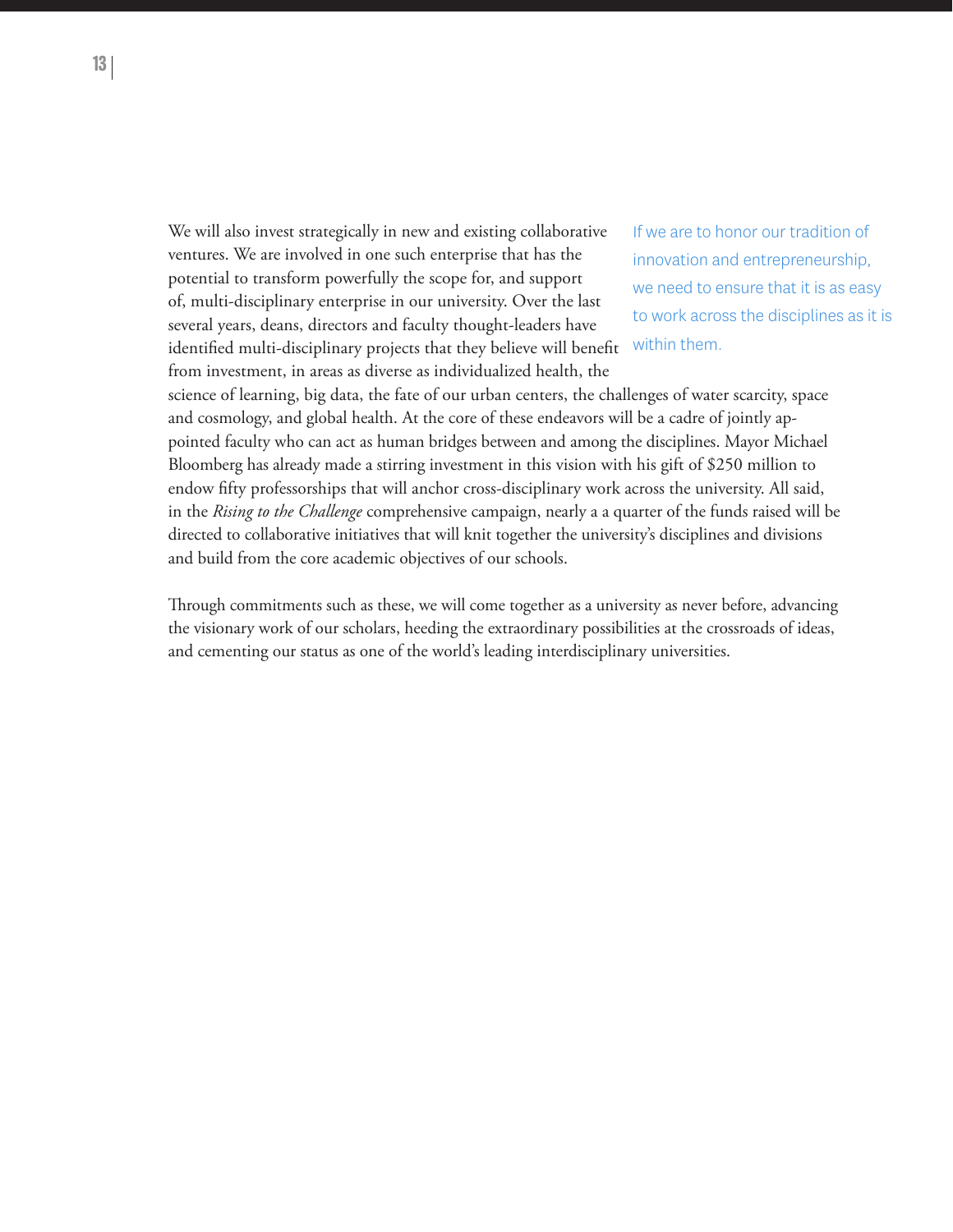We will also invest strategically in new and existing collaborative ventures. We are involved in one such enterprise that has the potential to transform powerfully the scope for, and support of, multi-disciplinary enterprise in our university. Over the last several years, deans, directors and faculty thought-leaders have identified multi-disciplinary projects that they believe will benefit from investment, in areas as diverse as individualized health, the science of learning, big data, the fate of our urban centers, the challenges of water scarcity, space and cosmology, and global health. At the core of these endeavors will be a cadre of jointly appointed faculty who can act as human bridges between and among the disciplines. Mayor Michael Bloomberg has already made a stirring investment in this vision with his gift of $250 million to endow fifty professorships that will anchor cross-disciplinary work across the university. All said, in the *Rising to the Challenge* comprehensive campaign, nearly a a quarter of the funds raised will be directed to collaborative initiatives that will knit together the university's disciplines and divisions and build from the core academic objectives of our schools.

> If we are to honor our tradition of innovation and entrepreneurship, we need to ensure that it is as easy to work across the disciplines as it is within them.

Through commitments such as these, we will come together as a university as never before, advancing the visionary work of our scholars, heeding the extraordinary possibilities at the crossroads of ideas, and cementing our status as one of the world's leading interdisciplinary universities.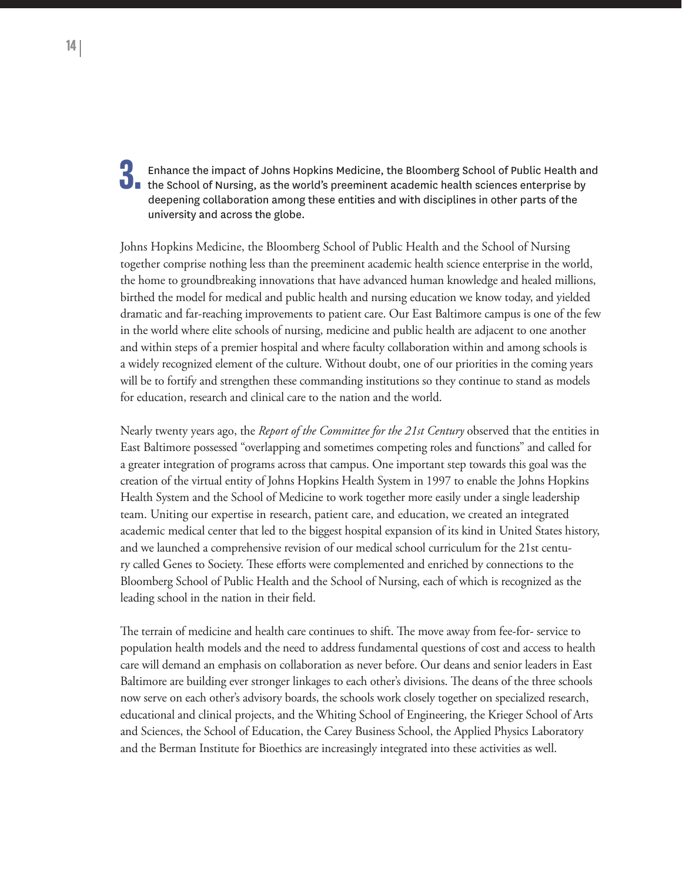## 3. Enhance the impact of Johns Hopkins Medicine, the Bloomberg School of Public Health and the School of Nursing, as the world's preeminent academic health sciences enterprise by deepening collaboration among these entities and with disciplines in other parts of the university and across the globe.

Johns Hopkins Medicine, the Bloomberg School of Public Health and the School of Nursing together comprise nothing less than the preeminent academic health science enterprise in the world, the home to groundbreaking innovations that have advanced human knowledge and healed millions, birthed the model for medical and public health and nursing education we know today, and yielded dramatic and far-reaching improvements to patient care. Our East Baltimore campus is one of the few in the world where elite schools of nursing, medicine and public health are adjacent to one another and within steps of a premier hospital and where faculty collaboration within and among schools is a widely recognized element of the culture. Without doubt, one of our priorities in the coming years will be to fortify and strengthen these commanding institutions so they continue to stand as models for education, research and clinical care to the nation and the world.

Nearly twenty years ago, the *Report of the Committee for the 21st Century* observed that the entities in East Baltimore possessed "overlapping and sometimes competing roles and functions" and called for a greater integration of programs across that campus. One important step towards this goal was the creation of the virtual entity of Johns Hopkins Health System in 1997 to enable the Johns Hopkins Health System and the School of Medicine to work together more easily under a single leadership team. Uniting our expertise in research, patient care, and education, we created an integrated academic medical center that led to the biggest hospital expansion of its kind in United States history, and we launched a comprehensive revision of our medical school curriculum for the 21st century called Genes to Society. These efforts were complemented and enriched by connections to the Bloomberg School of Public Health and the School of Nursing, each of which is recognized as the leading school in the nation in their field.

The terrain of medicine and health care continues to shift. The move away from fee-for- service to population health models and the need to address fundamental questions of cost and access to health care will demand an emphasis on collaboration as never before. Our deans and senior leaders in East Baltimore are building ever stronger linkages to each other's divisions. The deans of the three schools now serve on each other's advisory boards, the schools work closely together on specialized research, educational and clinical projects, and the Whiting School of Engineering, the Krieger School of Arts and Sciences, the School of Education, the Carey Business School, the Applied Physics Laboratory and the Berman Institute for Bioethics are increasingly integrated into these activities as well.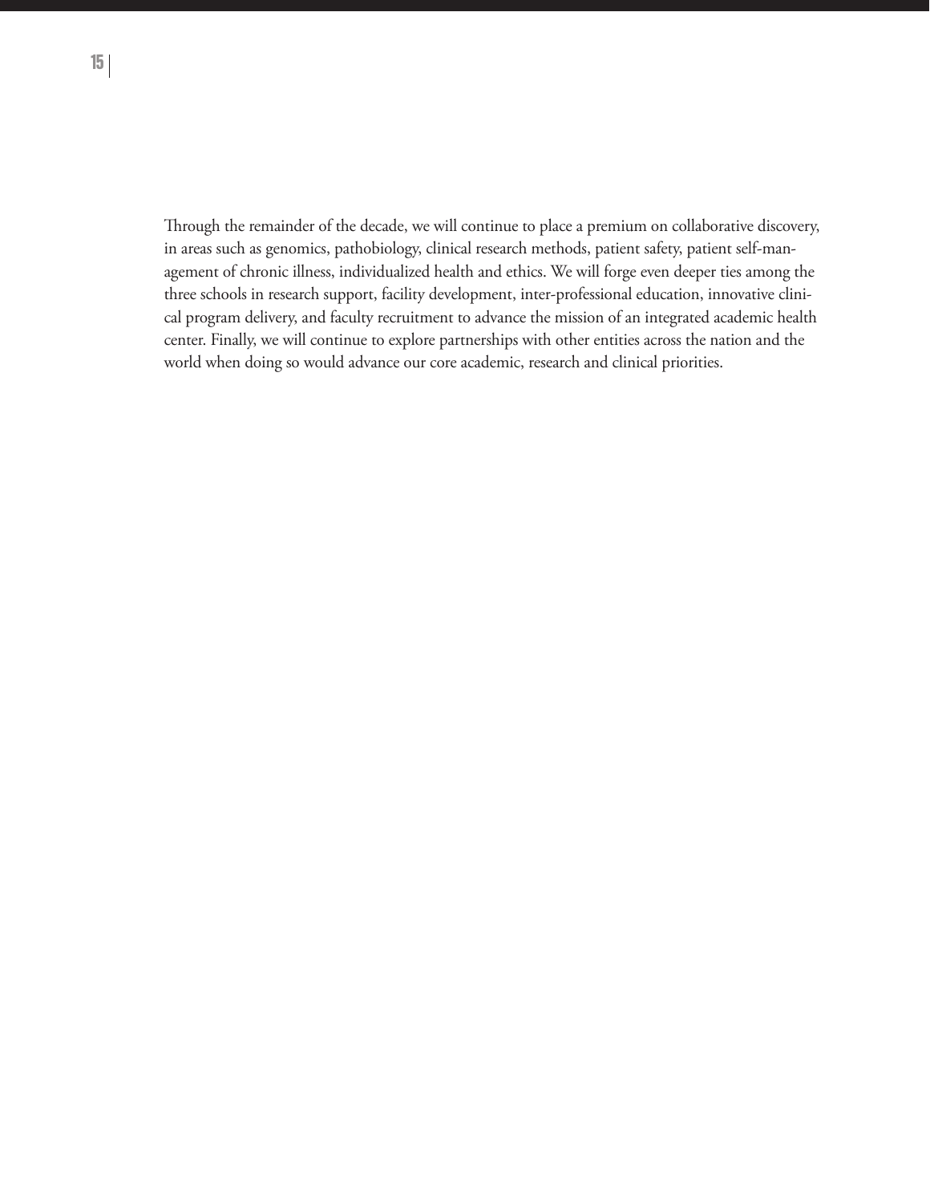Through the remainder of the decade, we will continue to place a premium on collaborative discovery, in areas such as genomics, pathobiology, clinical research methods, patient safety, patient self-management of chronic illness, individualized health and ethics. We will forge even deeper ties among the three schools in research support, facility development, inter-professional education, innovative clinical program delivery, and faculty recruitment to advance the mission of an integrated academic health center. Finally, we will continue to explore partnerships with other entities across the nation and the world when doing so would advance our core academic, research and clinical priorities.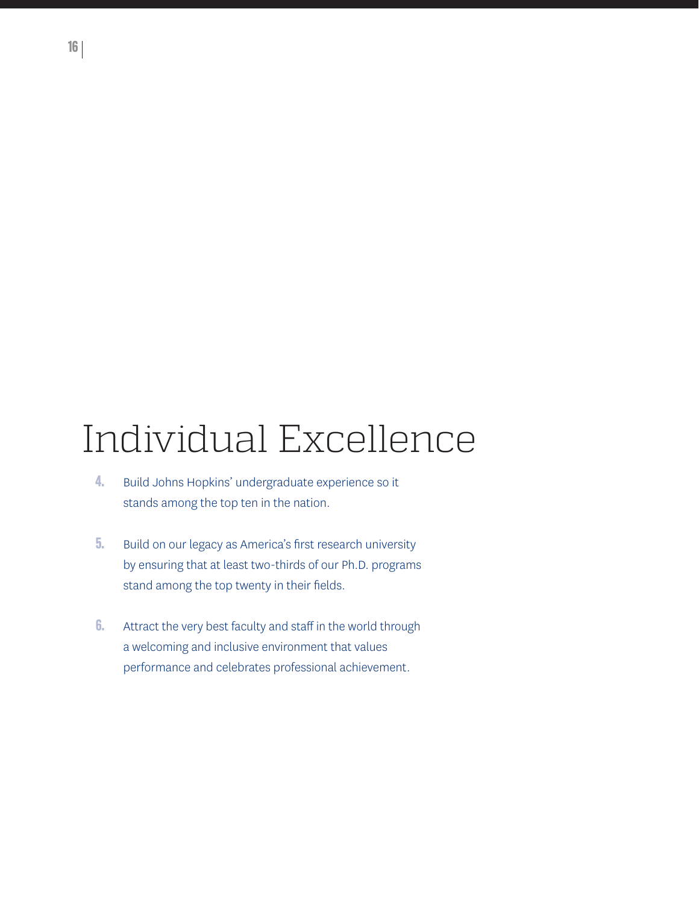# Individual Excellence

4. Build Johns Hopkins' undergraduate experience so it stands among the top ten in the nation.

5. Build on our legacy as America's first research university by ensuring that at least two-thirds of our Ph.D. programs stand among the top twenty in their fields.

6. Attract the very best faculty and staff in the world through a welcoming and inclusive environment that values performance and celebrates professional achievement.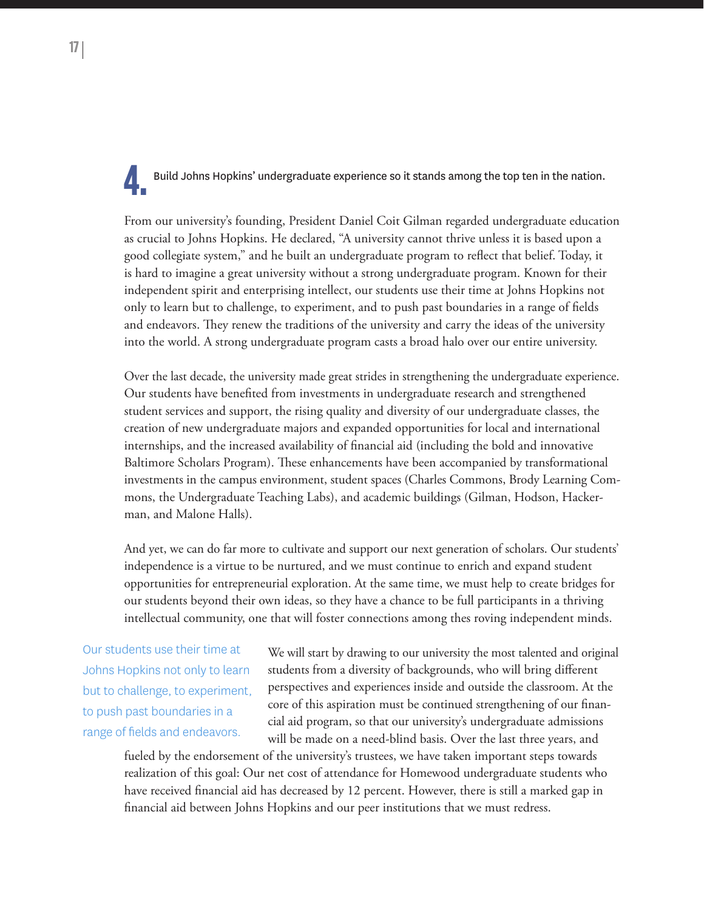## 4. Build Johns Hopkins' undergraduate experience so it stands among the top ten in the nation.

From our university's founding, President Daniel Coit Gilman regarded undergraduate education as crucial to Johns Hopkins. He declared, "A university cannot thrive unless it is based upon a good collegiate system," and he built an undergraduate program to reflect that belief. Today, it is hard to imagine a great university without a strong undergraduate program. Known for their independent spirit and enterprising intellect, our students use their time at Johns Hopkins not only to learn but to challenge, to experiment, and to push past boundaries in a range of fields and endeavors. They renew the traditions of the university and carry the ideas of the university into the world. A strong undergraduate program casts a broad halo over our entire university.

Over the last decade, the university made great strides in strengthening the undergraduate experience. Our students have benefited from investments in undergraduate research and strengthened student services and support, the rising quality and diversity of our undergraduate classes, the creation of new undergraduate majors and expanded opportunities for local and international internships, and the increased availability of financial aid (including the bold and innovative Baltimore Scholars Program). These enhancements have been accompanied by transformational investments in the campus environment, student spaces (Charles Commons, Brody Learning Commons, the Undergraduate Teaching Labs), and academic buildings (Gilman, Hodson, Hackerman, and Malone Halls).

And yet, we can do far more to cultivate and support our next generation of scholars. Our students' independence is a virtue to be nurtured, and we must continue to enrich and expand student opportunities for entrepreneurial exploration. At the same time, we must help to create bridges for our students beyond their own ideas, so they have a chance to be full participants in a thriving intellectual community, one that will foster connections among thes roving independent minds.

> Our students use their time at Johns Hopkins not only to learn but to challenge, to experiment, to push past boundaries in a range of fields and endeavors.

We will start by drawing to our university the most talented and original students from a diversity of backgrounds, who will bring different perspectives and experiences inside and outside the classroom. At the core of this aspiration must be continued strengthening of our financial aid program, so that our university's undergraduate admissions will be made on a need-blind basis. Over the last three years, and fueled by the endorsement of the university's trustees, we have taken important steps towards realization of this goal: Our net cost of attendance for Homewood undergraduate students who have received financial aid has decreased by 12 percent. However, there is still a marked gap in financial aid between Johns Hopkins and our peer institutions that we must redress.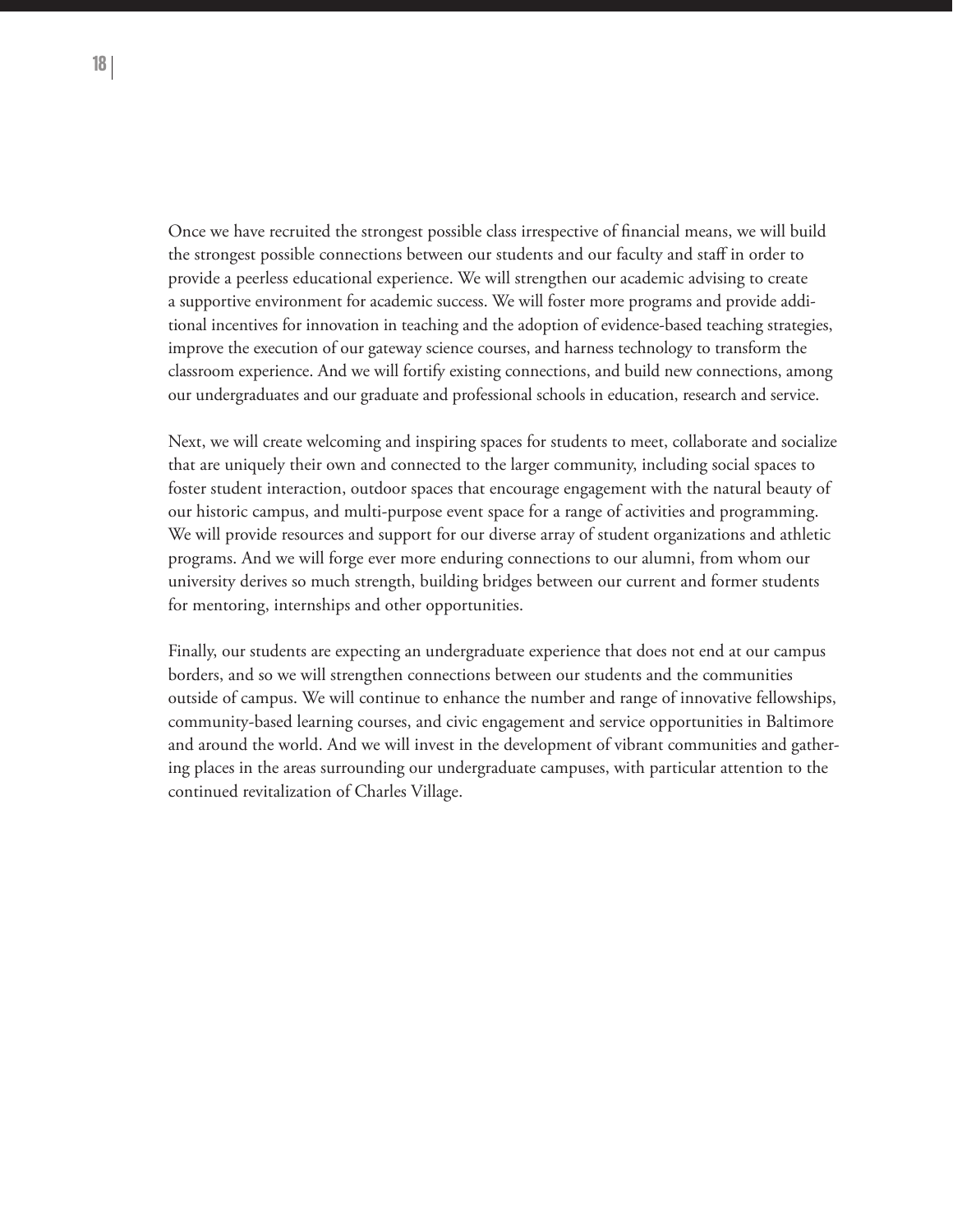Once we have recruited the strongest possible class irrespective of financial means, we will build the strongest possible connections between our students and our faculty and staff in order to provide a peerless educational experience. We will strengthen our academic advising to create a supportive environment for academic success. We will foster more programs and provide additional incentives for innovation in teaching and the adoption of evidence-based teaching strategies, improve the execution of our gateway science courses, and harness technology to transform the classroom experience. And we will fortify existing connections, and build new connections, among our undergraduates and our graduate and professional schools in education, research and service.

Next, we will create welcoming and inspiring spaces for students to meet, collaborate and socialize that are uniquely their own and connected to the larger community, including social spaces to foster student interaction, outdoor spaces that encourage engagement with the natural beauty of our historic campus, and multi-purpose event space for a range of activities and programming. We will provide resources and support for our diverse array of student organizations and athletic programs. And we will forge ever more enduring connections to our alumni, from whom our university derives so much strength, building bridges between our current and former students for mentoring, internships and other opportunities.

Finally, our students are expecting an undergraduate experience that does not end at our campus borders, and so we will strengthen connections between our students and the communities outside of campus. We will continue to enhance the number and range of innovative fellowships, community-based learning courses, and civic engagement and service opportunities in Baltimore and around the world. And we will invest in the development of vibrant communities and gathering places in the areas surrounding our undergraduate campuses, with particular attention to the continued revitalization of Charles Village.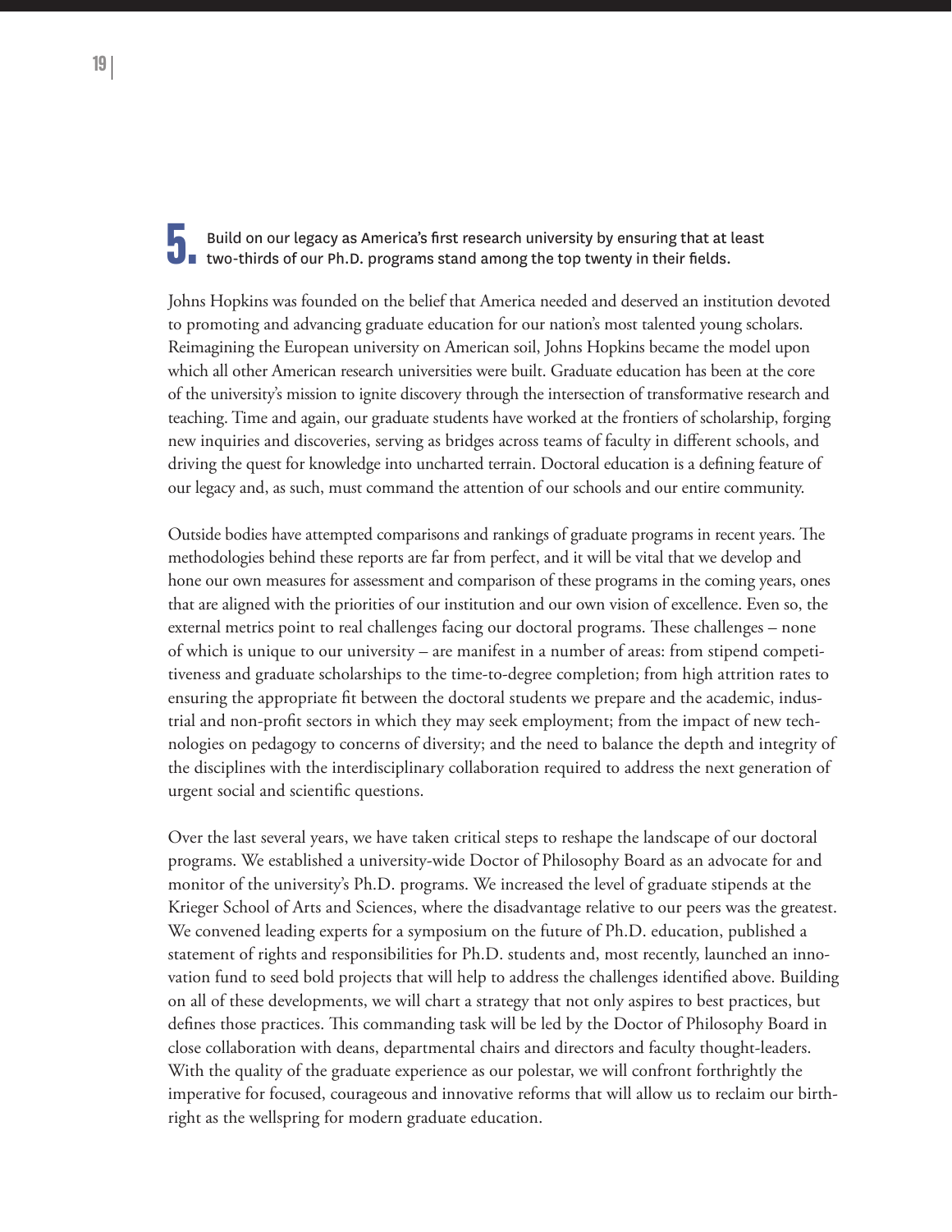## 5. Build on our legacy as America's first research university by ensuring that at least two-thirds of our Ph.D. programs stand among the top twenty in their fields.

Johns Hopkins was founded on the belief that America needed and deserved an institution devoted to promoting and advancing graduate education for our nation's most talented young scholars. Reimagining the European university on American soil, Johns Hopkins became the model upon which all other American research universities were built. Graduate education has been at the core of the university's mission to ignite discovery through the intersection of transformative research and teaching. Time and again, our graduate students have worked at the frontiers of scholarship, forging new inquiries and discoveries, serving as bridges across teams of faculty in different schools, and driving the quest for knowledge into uncharted terrain. Doctoral education is a defining feature of our legacy and, as such, must command the attention of our schools and our entire community.

Outside bodies have attempted comparisons and rankings of graduate programs in recent years. The methodologies behind these reports are far from perfect, and it will be vital that we develop and hone our own measures for assessment and comparison of these programs in the coming years, ones that are aligned with the priorities of our institution and our own vision of excellence. Even so, the external metrics point to real challenges facing our doctoral programs. These challenges – none of which is unique to our university – are manifest in a number of areas: from stipend competitiveness and graduate scholarships to the time-to-degree completion; from high attrition rates to ensuring the appropriate fit between the doctoral students we prepare and the academic, industrial and non-profit sectors in which they may seek employment; from the impact of new technologies on pedagogy to concerns of diversity; and the need to balance the depth and integrity of the disciplines with the interdisciplinary collaboration required to address the next generation of urgent social and scientific questions.

Over the last several years, we have taken critical steps to reshape the landscape of our doctoral programs. We established a university-wide Doctor of Philosophy Board as an advocate for and monitor of the university's Ph.D. programs. We increased the level of graduate stipends at the Krieger School of Arts and Sciences, where the disadvantage relative to our peers was the greatest. We convened leading experts for a symposium on the future of Ph.D. education, published a statement of rights and responsibilities for Ph.D. students and, most recently, launched an innovation fund to seed bold projects that will help to address the challenges identified above. Building on all of these developments, we will chart a strategy that not only aspires to best practices, but defines those practices. This commanding task will be led by the Doctor of Philosophy Board in close collaboration with deans, departmental chairs and directors and faculty thought-leaders. With the quality of the graduate experience as our polestar, we will confront forthrightly the imperative for focused, courageous and innovative reforms that will allow us to reclaim our birthright as the wellspring for modern graduate education.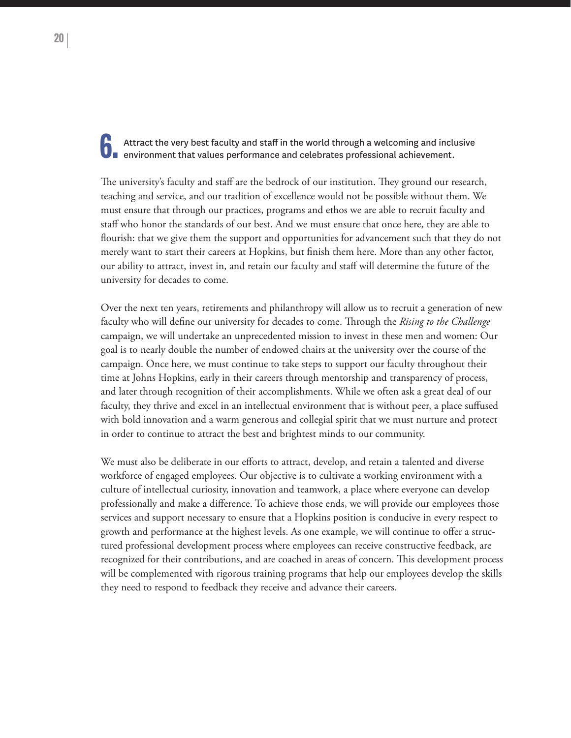## 6. Attract the very best faculty and staff in the world through a welcoming and inclusive environment that values performance and celebrates professional achievement.

The university's faculty and staff are the bedrock of our institution. They ground our research, teaching and service, and our tradition of excellence would not be possible without them. We must ensure that through our practices, programs and ethos we are able to recruit faculty and staff who honor the standards of our best. And we must ensure that once here, they are able to flourish: that we give them the support and opportunities for advancement such that they do not merely want to start their careers at Hopkins, but finish them here. More than any other factor, our ability to attract, invest in, and retain our faculty and staff will determine the future of the university for decades to come.

Over the next ten years, retirements and philanthropy will allow us to recruit a generation of new faculty who will define our university for decades to come. Through the *Rising to the Challenge* campaign, we will undertake an unprecedented mission to invest in these men and women: Our goal is to nearly double the number of endowed chairs at the university over the course of the campaign. Once here, we must continue to take steps to support our faculty throughout their time at Johns Hopkins, early in their careers through mentorship and transparency of process, and later through recognition of their accomplishments. While we often ask a great deal of our faculty, they thrive and excel in an intellectual environment that is without peer, a place suffused with bold innovation and a warm generous and collegial spirit that we must nurture and protect in order to continue to attract the best and brightest minds to our community.

We must also be deliberate in our efforts to attract, develop, and retain a talented and diverse workforce of engaged employees. Our objective is to cultivate a working environment with a culture of intellectual curiosity, innovation and teamwork, a place where everyone can develop professionally and make a difference. To achieve those ends, we will provide our employees those services and support necessary to ensure that a Hopkins position is conducive in every respect to growth and performance at the highest levels. As one example, we will continue to offer a structured professional development process where employees can receive constructive feedback, are recognized for their contributions, and are coached in areas of concern. This development process will be complemented with rigorous training programs that help our employees develop the skills they need to respond to feedback they receive and advance their careers.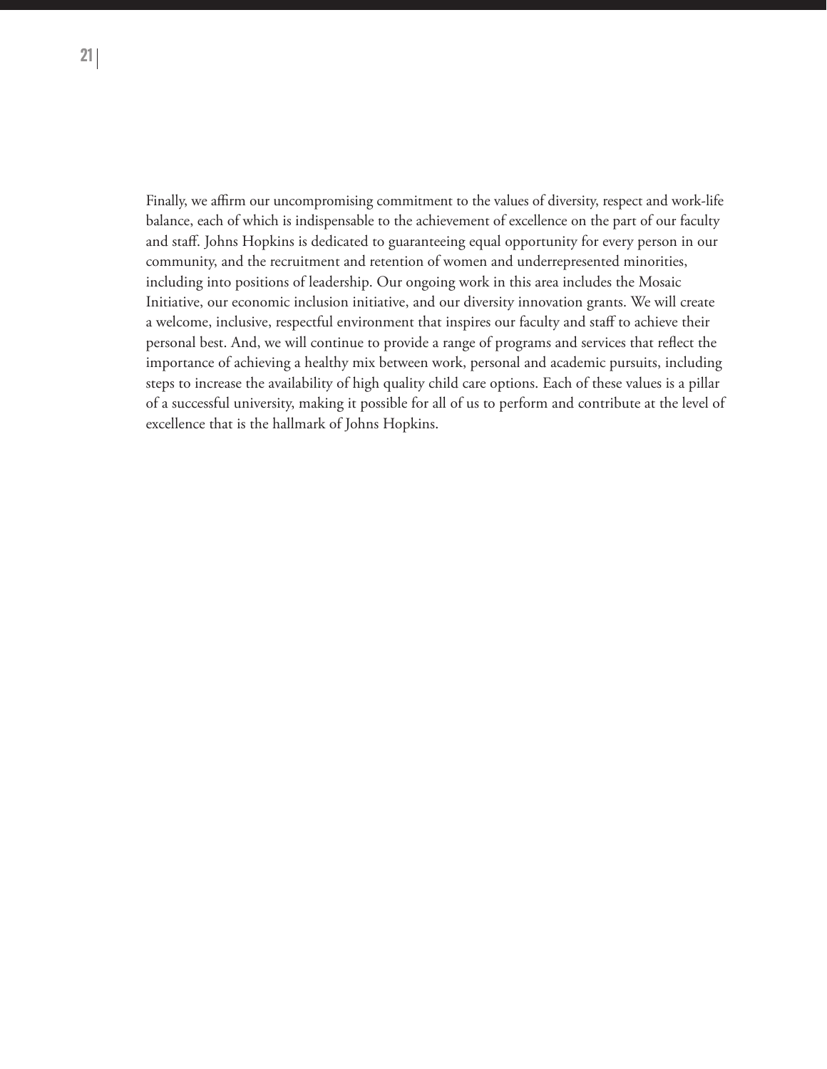Finally, we affirm our uncompromising commitment to the values of diversity, respect and work-life balance, each of which is indispensable to the achievement of excellence on the part of our faculty and staff. Johns Hopkins is dedicated to guaranteeing equal opportunity for every person in our community, and the recruitment and retention of women and underrepresented minorities, including into positions of leadership. Our ongoing work in this area includes the Mosaic Initiative, our economic inclusion initiative, and our diversity innovation grants. We will create a welcome, inclusive, respectful environment that inspires our faculty and staff to achieve their personal best. And, we will continue to provide a range of programs and services that reflect the importance of achieving a healthy mix between work, personal and academic pursuits, including steps to increase the availability of high quality child care options. Each of these values is a pillar of a successful university, making it possible for all of us to perform and contribute at the level of excellence that is the hallmark of Johns Hopkins.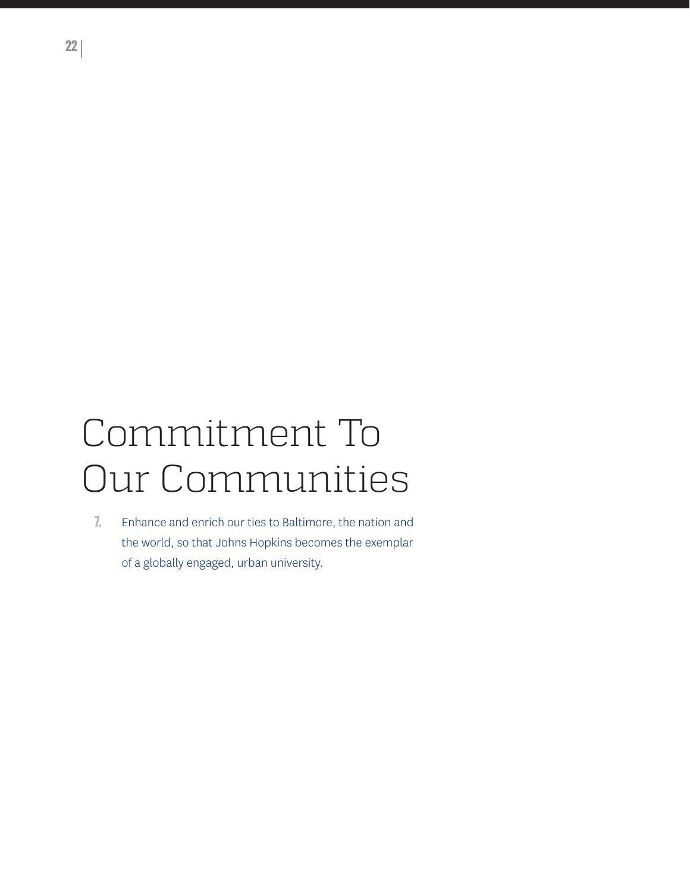# Commitment To Our Communities

7. Enhance and enrich our ties to Baltimore, the nation and the world, so that Johns Hopkins becomes the exemplar of a globally engaged, urban university.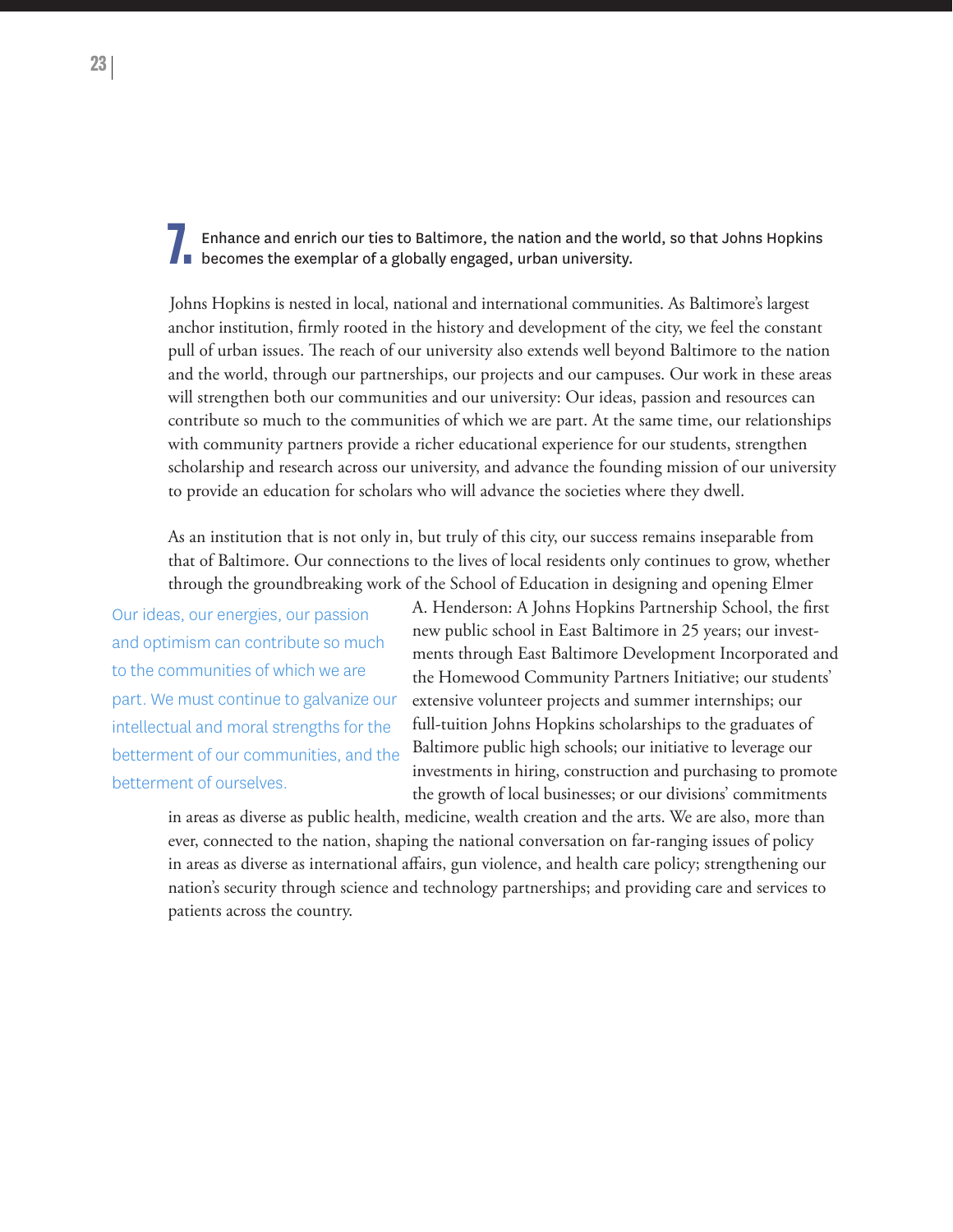## 7. Enhance and enrich our ties to Baltimore, the nation and the world, so that Johns Hopkins becomes the exemplar of a globally engaged, urban university.

Johns Hopkins is nested in local, national and international communities. As Baltimore's largest anchor institution, firmly rooted in the history and development of the city, we feel the constant pull of urban issues. The reach of our university also extends well beyond Baltimore to the nation and the world, through our partnerships, our projects and our campuses. Our work in these areas will strengthen both our communities and our university: Our ideas, passion and resources can contribute so much to the communities of which we are part. At the same time, our relationships with community partners provide a richer educational experience for our students, strengthen scholarship and research across our university, and advance the founding mission of our university to provide an education for scholars who will advance the societies where they dwell.

As an institution that is not only in, but truly of this city, our success remains inseparable from that of Baltimore. Our connections to the lives of local residents only continues to grow, whether through the groundbreaking work of the School of Education in designing and opening Elmer A. Henderson: A Johns Hopkins Partnership School, the first new public school in East Baltimore in 25 years; our investments through East Baltimore Development Incorporated and the Homewood Community Partners Initiative; our students' extensive volunteer projects and summer internships; our full-tuition Johns Hopkins scholarships to the graduates of Baltimore public high schools; our initiative to leverage our investments in hiring, construction and purchasing to promote the growth of local businesses; or our divisions' commitments in areas as diverse as public health, medicine, wealth creation and the arts. We are also, more than ever, connected to the nation, shaping the national conversation on far-ranging issues of policy in areas as diverse as international affairs, gun violence, and health care policy; strengthening our nation's security through science and technology partnerships; and providing care and services to patients across the country.

> Our ideas, our energies, our passion and optimism can contribute so much to the communities of which we are part. We must continue to galvanize our intellectual and moral strengths for the betterment of our communities, and the betterment of ourselves.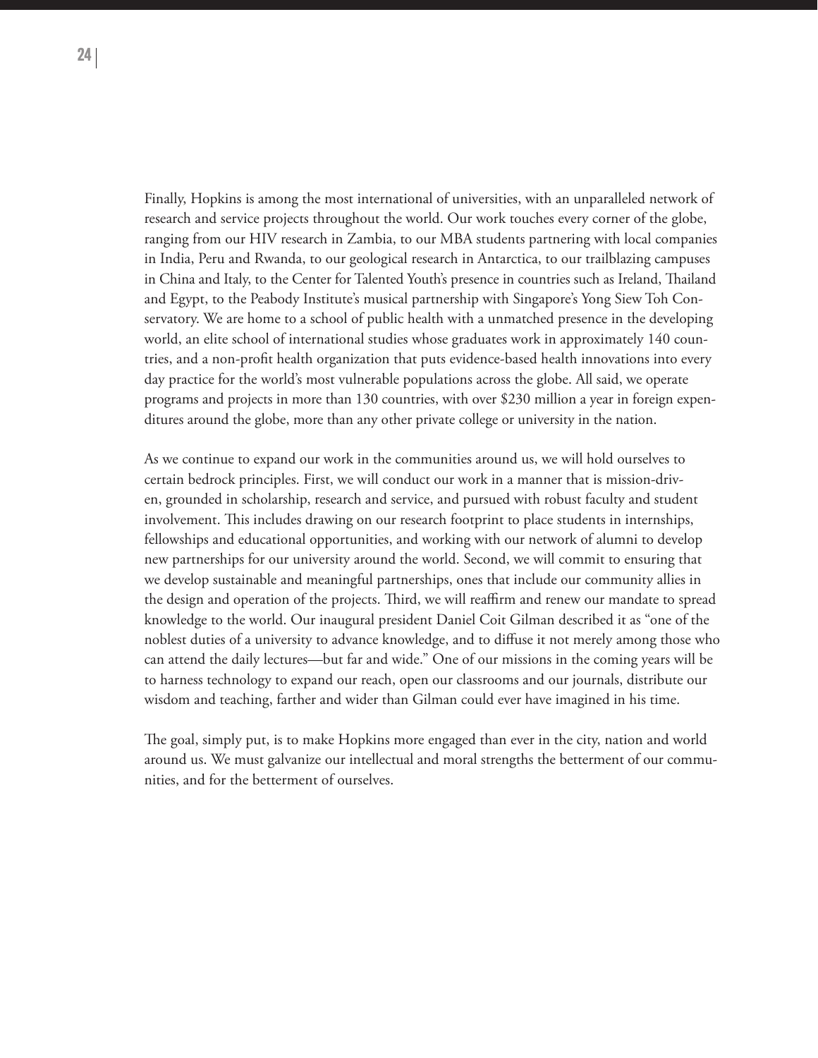Finally, Hopkins is among the most international of universities, with an unparalleled network of research and service projects throughout the world. Our work touches every corner of the globe, ranging from our HIV research in Zambia, to our MBA students partnering with local companies in India, Peru and Rwanda, to our geological research in Antarctica, to our trailblazing campuses in China and Italy, to the Center for Talented Youth's presence in countries such as Ireland, Thailand and Egypt, to the Peabody Institute's musical partnership with Singapore's Yong Siew Toh Conservatory. We are home to a school of public health with a unmatched presence in the developing world, an elite school of international studies whose graduates work in approximately 140 countries, and a non-profit health organization that puts evidence-based health innovations into every day practice for the world's most vulnerable populations across the globe. All said, we operate programs and projects in more than 130 countries, with over $230 million a year in foreign expenditures around the globe, more than any other private college or university in the nation.

As we continue to expand our work in the communities around us, we will hold ourselves to certain bedrock principles. First, we will conduct our work in a manner that is mission-driven, grounded in scholarship, research and service, and pursued with robust faculty and student involvement. This includes drawing on our research footprint to place students in internships, fellowships and educational opportunities, and working with our network of alumni to develop new partnerships for our university around the world. Second, we will commit to ensuring that we develop sustainable and meaningful partnerships, ones that include our community allies in the design and operation of the projects. Third, we will reaffirm and renew our mandate to spread knowledge to the world. Our inaugural president Daniel Coit Gilman described it as "one of the noblest duties of a university to advance knowledge, and to diffuse it not merely among those who can attend the daily lectures—but far and wide." One of our missions in the coming years will be to harness technology to expand our reach, open our classrooms and our journals, distribute our wisdom and teaching, farther and wider than Gilman could ever have imagined in his time.

The goal, simply put, is to make Hopkins more engaged than ever in the city, nation and world around us. We must galvanize our intellectual and moral strengths the betterment of our communities, and for the betterment of ourselves.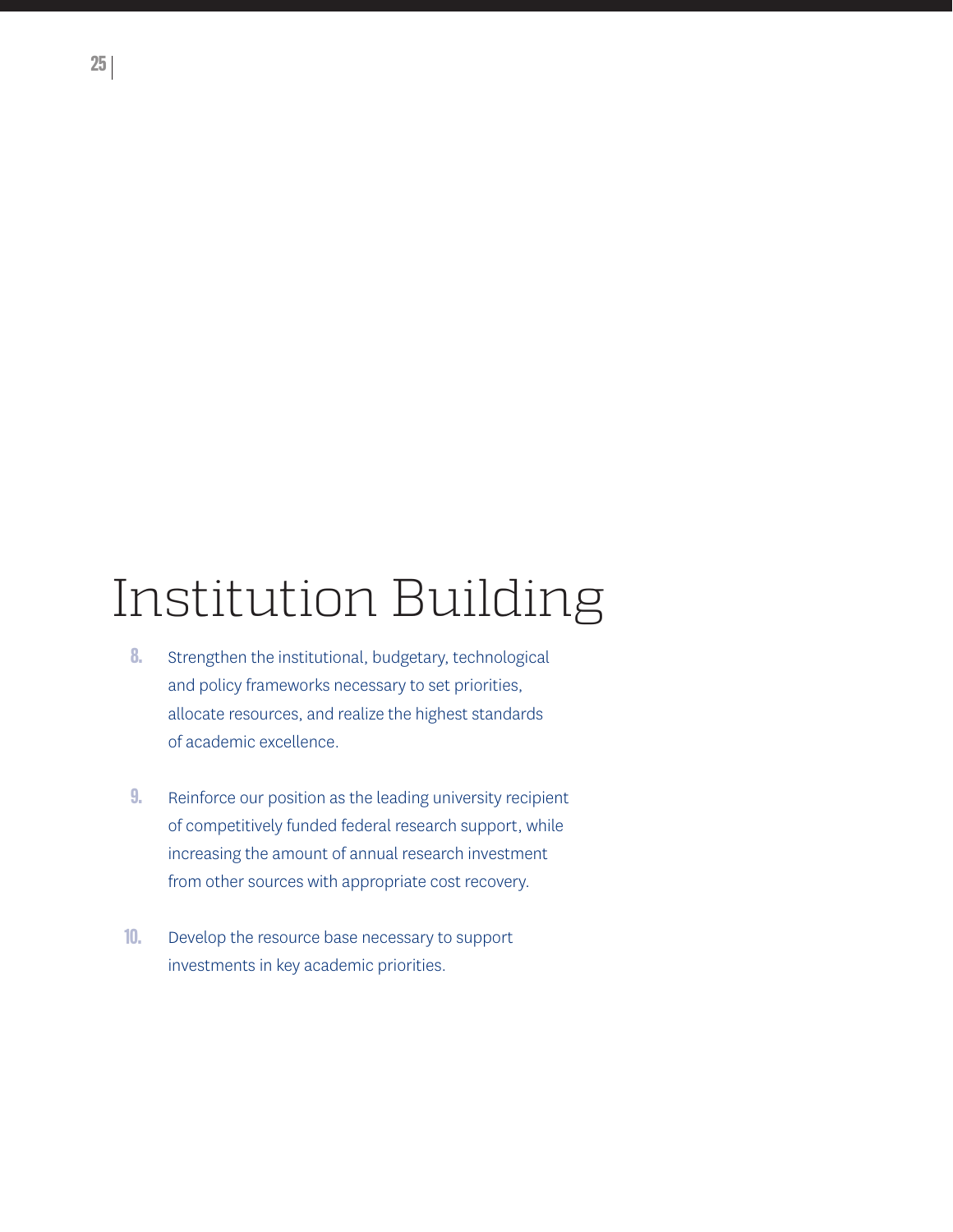# Institution Building

8. Strengthen the institutional, budgetary, technological and policy frameworks necessary to set priorities, allocate resources, and realize the highest standards of academic excellence.

9. Reinforce our position as the leading university recipient of competitively funded federal research support, while increasing the amount of annual research investment from other sources with appropriate cost recovery.

10. Develop the resource base necessary to support investments in key academic priorities.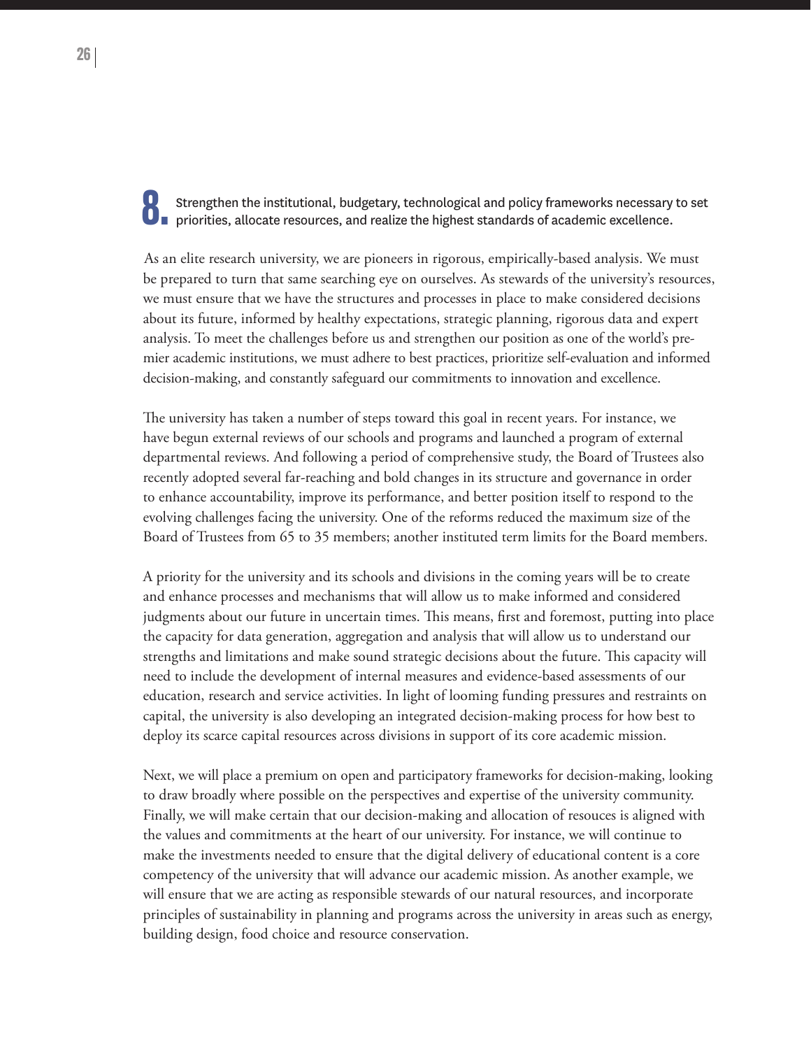## 8. Strengthen the institutional, budgetary, technological and policy frameworks necessary to set priorities, allocate resources, and realize the highest standards of academic excellence.

As an elite research university, we are pioneers in rigorous, empirically-based analysis. We must be prepared to turn that same searching eye on ourselves. As stewards of the university's resources, we must ensure that we have the structures and processes in place to make considered decisions about its future, informed by healthy expectations, strategic planning, rigorous data and expert analysis. To meet the challenges before us and strengthen our position as one of the world's premier academic institutions, we must adhere to best practices, prioritize self-evaluation and informed decision-making, and constantly safeguard our commitments to innovation and excellence.

The university has taken a number of steps toward this goal in recent years. For instance, we have begun external reviews of our schools and programs and launched a program of external departmental reviews. And following a period of comprehensive study, the Board of Trustees also recently adopted several far-reaching and bold changes in its structure and governance in order to enhance accountability, improve its performance, and better position itself to respond to the evolving challenges facing the university. One of the reforms reduced the maximum size of the Board of Trustees from 65 to 35 members; another instituted term limits for the Board members.

A priority for the university and its schools and divisions in the coming years will be to create and enhance processes and mechanisms that will allow us to make informed and considered judgments about our future in uncertain times. This means, first and foremost, putting into place the capacity for data generation, aggregation and analysis that will allow us to understand our strengths and limitations and make sound strategic decisions about the future. This capacity will need to include the development of internal measures and evidence-based assessments of our education, research and service activities. In light of looming funding pressures and restraints on capital, the university is also developing an integrated decision-making process for how best to deploy its scarce capital resources across divisions in support of its core academic mission.

Next, we will place a premium on open and participatory frameworks for decision-making, looking to draw broadly where possible on the perspectives and expertise of the university community. Finally, we will make certain that our decision-making and allocation of resouces is aligned with the values and commitments at the heart of our university. For instance, we will continue to make the investments needed to ensure that the digital delivery of educational content is a core competency of the university that will advance our academic mission. As another example, we will ensure that we are acting as responsible stewards of our natural resources, and incorporate principles of sustainability in planning and programs across the university in areas such as energy, building design, food choice and resource conservation.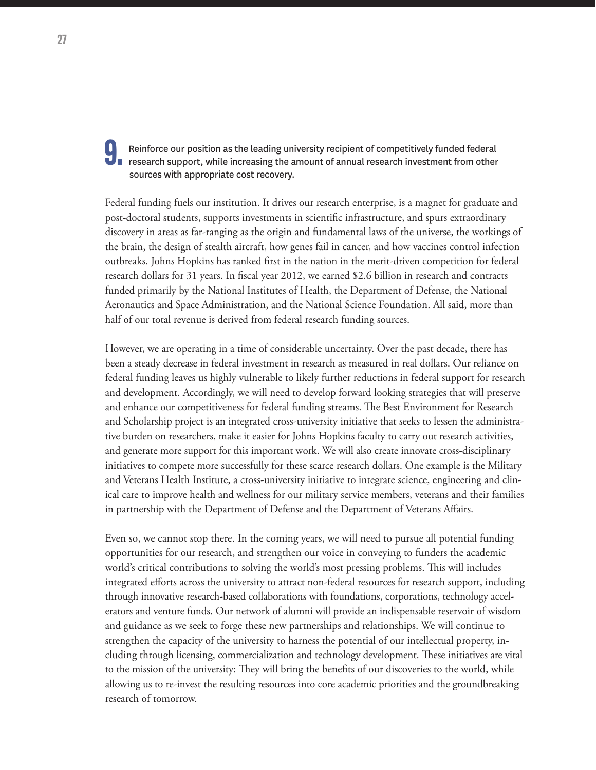**9.** Reinforce our position as the leading university recipient of competitively funded federal research support, while increasing the amount of annual research investment from other sources with appropriate cost recovery.

Federal funding fuels our institution. It drives our research enterprise, is a magnet for graduate and post-doctoral students, supports investments in scientific infrastructure, and spurs extraordinary discovery in areas as far-ranging as the origin and fundamental laws of the universe, the workings of the brain, the design of stealth aircraft, how genes fail in cancer, and how vaccines control infection outbreaks. Johns Hopkins has ranked first in the nation in the merit-driven competition for federal research dollars for 31 years. In fiscal year 2012, we earned $2.6 billion in research and contracts funded primarily by the National Institutes of Health, the Department of Defense, the National Aeronautics and Space Administration, and the National Science Foundation. All said, more than half of our total revenue is derived from federal research funding sources.

However, we are operating in a time of considerable uncertainty. Over the past decade, there has been a steady decrease in federal investment in research as measured in real dollars. Our reliance on federal funding leaves us highly vulnerable to likely further reductions in federal support for research and development. Accordingly, we will need to develop forward looking strategies that will preserve and enhance our competitiveness for federal funding streams. The Best Environment for Research and Scholarship project is an integrated cross-university initiative that seeks to lessen the administrative burden on researchers, make it easier for Johns Hopkins faculty to carry out research activities, and generate more support for this important work. We will also create innovate cross-disciplinary initiatives to compete more successfully for these scarce research dollars. One example is the Military and Veterans Health Institute, a cross-university initiative to integrate science, engineering and clinical care to improve health and wellness for our military service members, veterans and their families in partnership with the Department of Defense and the Department of Veterans Affairs.

Even so, we cannot stop there. In the coming years, we will need to pursue all potential funding opportunities for our research, and strengthen our voice in conveying to funders the academic world's critical contributions to solving the world's most pressing problems. This will includes integrated efforts across the university to attract non-federal resources for research support, including through innovative research-based collaborations with foundations, corporations, technology accelerators and venture funds. Our network of alumni will provide an indispensable reservoir of wisdom and guidance as we seek to forge these new partnerships and relationships. We will continue to strengthen the capacity of the university to harness the potential of our intellectual property, including through licensing, commercialization and technology development. These initiatives are vital to the mission of the university: They will bring the benefits of our discoveries to the world, while allowing us to re-invest the resulting resources into core academic priorities and the groundbreaking research of tomorrow.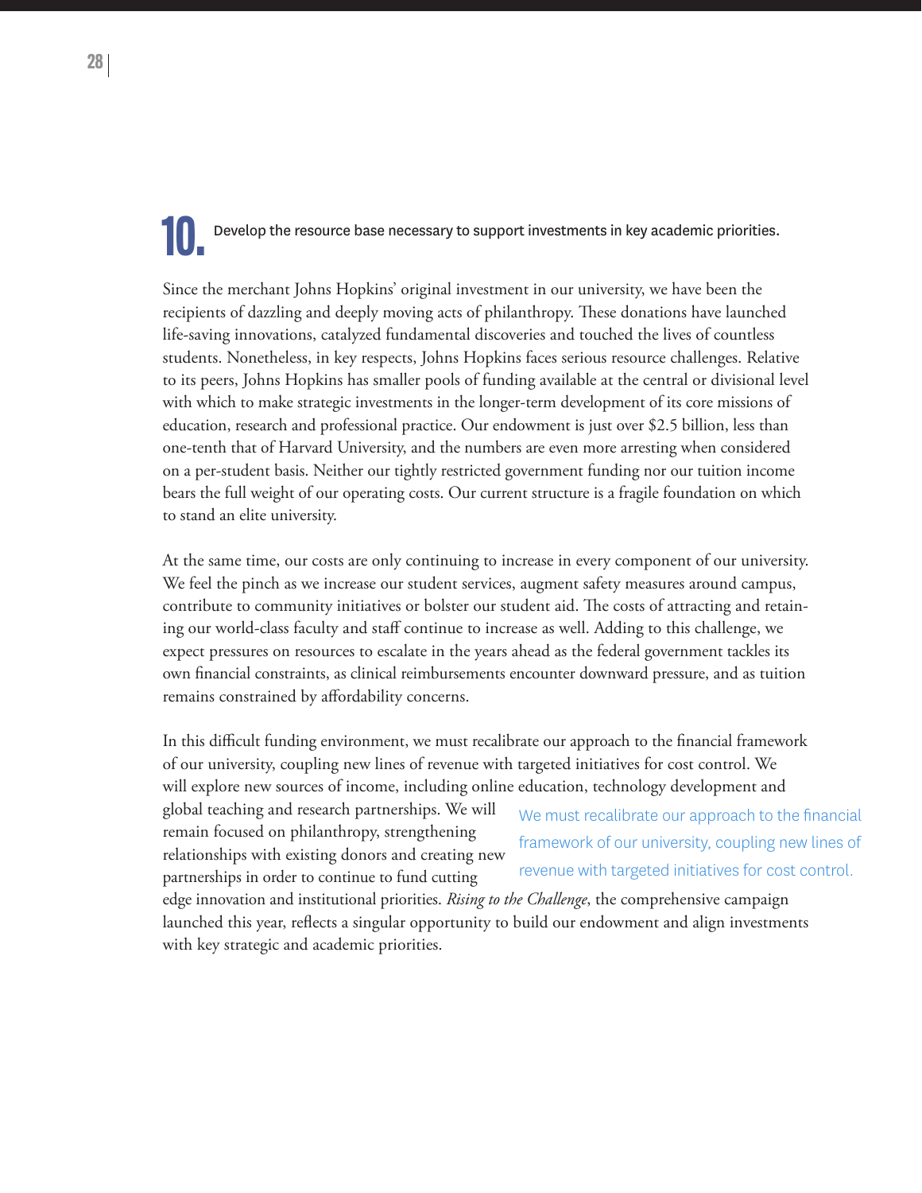## 10. Develop the resource base necessary to support investments in key academic priorities.

Since the merchant Johns Hopkins' original investment in our university, we have been the recipients of dazzling and deeply moving acts of philanthropy. These donations have launched life-saving innovations, catalyzed fundamental discoveries and touched the lives of countless students. Nonetheless, in key respects, Johns Hopkins faces serious resource challenges. Relative to its peers, Johns Hopkins has smaller pools of funding available at the central or divisional level with which to make strategic investments in the longer-term development of its core missions of education, research and professional practice. Our endowment is just over $2.5 billion, less than one-tenth that of Harvard University, and the numbers are even more arresting when considered on a per-student basis. Neither our tightly restricted government funding nor our tuition income bears the full weight of our operating costs. Our current structure is a fragile foundation on which to stand an elite university.

At the same time, our costs are only continuing to increase in every component of our university. We feel the pinch as we increase our student services, augment safety measures around campus, contribute to community initiatives or bolster our student aid. The costs of attracting and retaining our world-class faculty and staff continue to increase as well. Adding to this challenge, we expect pressures on resources to escalate in the years ahead as the federal government tackles its own financial constraints, as clinical reimbursements encounter downward pressure, and as tuition remains constrained by affordability concerns.

In this difficult funding environment, we must recalibrate our approach to the financial framework of our university, coupling new lines of revenue with targeted initiatives for cost control. We will explore new sources of income, including online education, technology development and global teaching and research partnerships. We will remain focused on philanthropy, strengthening relationships with existing donors and creating new partnerships in order to continue to fund cutting edge innovation and institutional priorities. *Rising to the Challenge*, the comprehensive campaign launched this year, reflects a singular opportunity to build our endowment and align investments with key strategic and academic priorities.

> We must recalibrate our approach to the financial framework of our university, coupling new lines of revenue with targeted initiatives for cost control.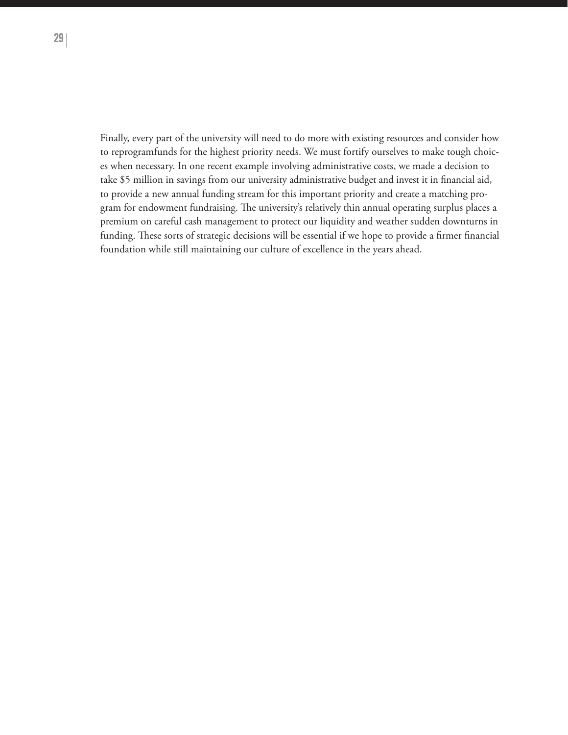Finally, every part of the university will need to do more with existing resources and consider how to reprogramfunds for the highest priority needs. We must fortify ourselves to make tough choices when necessary. In one recent example involving administrative costs, we made a decision to take $5 million in savings from our university administrative budget and invest it in financial aid, to provide a new annual funding stream for this important priority and create a matching program for endowment fundraising. The university's relatively thin annual operating surplus places a premium on careful cash management to protect our liquidity and weather sudden downturns in funding. These sorts of strategic decisions will be essential if we hope to provide a firmer financial foundation while still maintaining our culture of excellence in the years ahead.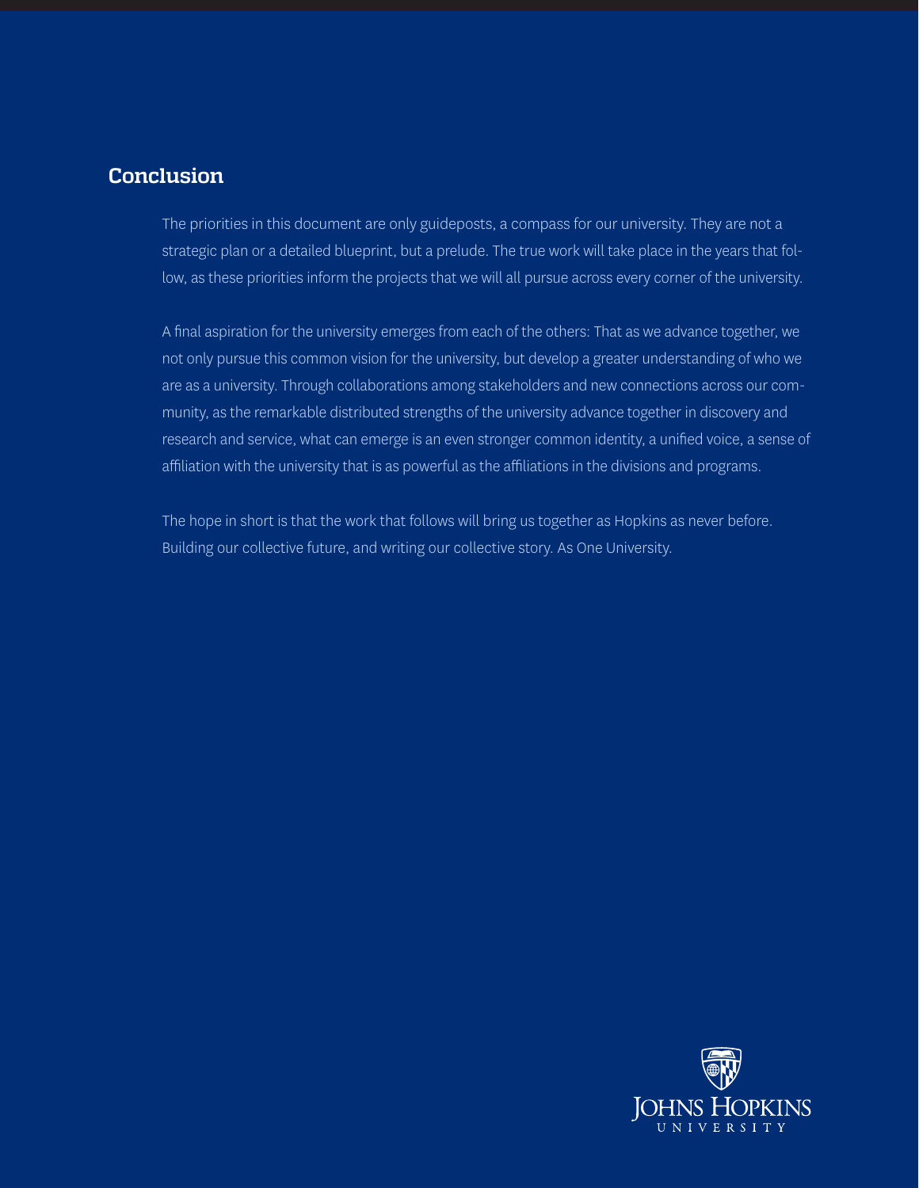## Conclusion

The priorities in this document are only guideposts, a compass for our university. They are not a strategic plan or a detailed blueprint, but a prelude. The true work will take place in the years that follow, as these priorities inform the projects that we will all pursue across every corner of the university.

A final aspiration for the university emerges from each of the others: That as we advance together, we not only pursue this common vision for the university, but develop a greater understanding of who we are as a university. Through collaborations among stakeholders and new connections across our community, as the remarkable distributed strengths of the university advance together in discovery and research and service, what can emerge is an even stronger common identity, a unified voice, a sense of affiliation with the university that is as powerful as the affiliations in the divisions and programs.

The hope in short is that the work that follows will bring us together as Hopkins as never before. Building our collective future, and writing our collective story. As One University.

Johns Hopkins University